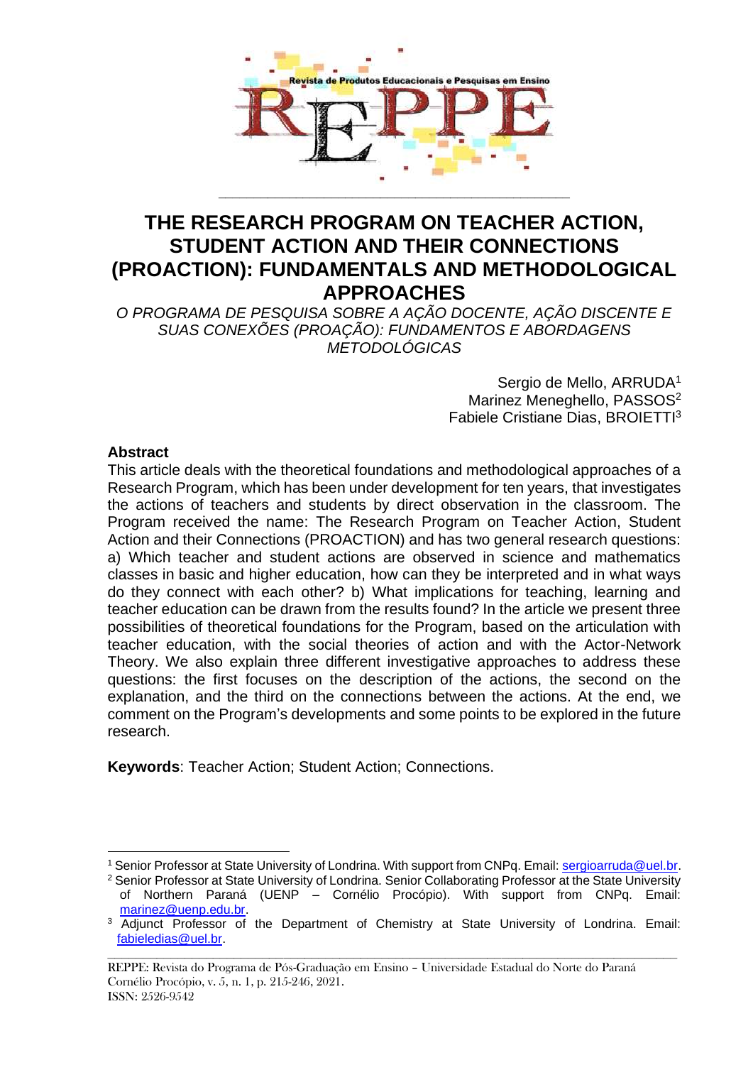# THE RESEARCH PROGRAM ON TEACHER ACTION, STUDENT ACTION AND THEIR CONNECTIONS (PROACTION): FUNDAMENTALS AND METHODOLOGICAL APPROACHES

*O PROGRAMA DE PESQUISA SOBRE A AÇÃO DOCENTE, AÇÃO DISCENTE E SUAS CONEXÕES (PROAÇÃO): FUNDAMENTOS E ABORDAGENS METODOLÓGICAS*

Sergio de Mello, ARRUDA[1]
Marinez Meneghello, PASSOS[2]
Fabiele Cristiane Dias, BROIETTI[3]

## Abstract

This article deals with the theoretical foundations and methodological approaches of a Research Program, which has been under development for ten years, that investigates the actions of teachers and students by direct observation in the classroom. The Program received the name: The Research Program on Teacher Action, Student Action and their Connections (PROACTION) and has two general research questions: a) Which teacher and student actions are observed in science and mathematics classes in basic and higher education, how can they be interpreted and in what ways do they connect with each other? b) What implications for teaching, learning and teacher education can be drawn from the results found? In the article we present three possibilities of theoretical foundations for the Program, based on the articulation with teacher education, with the social theories of action and with the Actor-Network Theory. We also explain three different investigative approaches to address these questions: the first focuses on the description of the actions, the second on the explanation, and the third on the connections between the actions. At the end, we comment on the Program's developments and some points to be explored in the future research.

**Keywords**: Teacher Action; Student Action; Connections.

---

[1] Senior Professor at State University of Londrina. With support from CNPq. Email: sergioarruda@uel.br.

[2] Senior Professor at State University of Londrina. Senior Collaborating Professor at the State University of Northern Paraná (UENP – Cornélio Procópio). With support from CNPq. Email: marinez@uenp.edu.br.

[3] Adjunct Professor of the Department of Chemistry at State University of Londrina. Email: fabieledias@uel.br.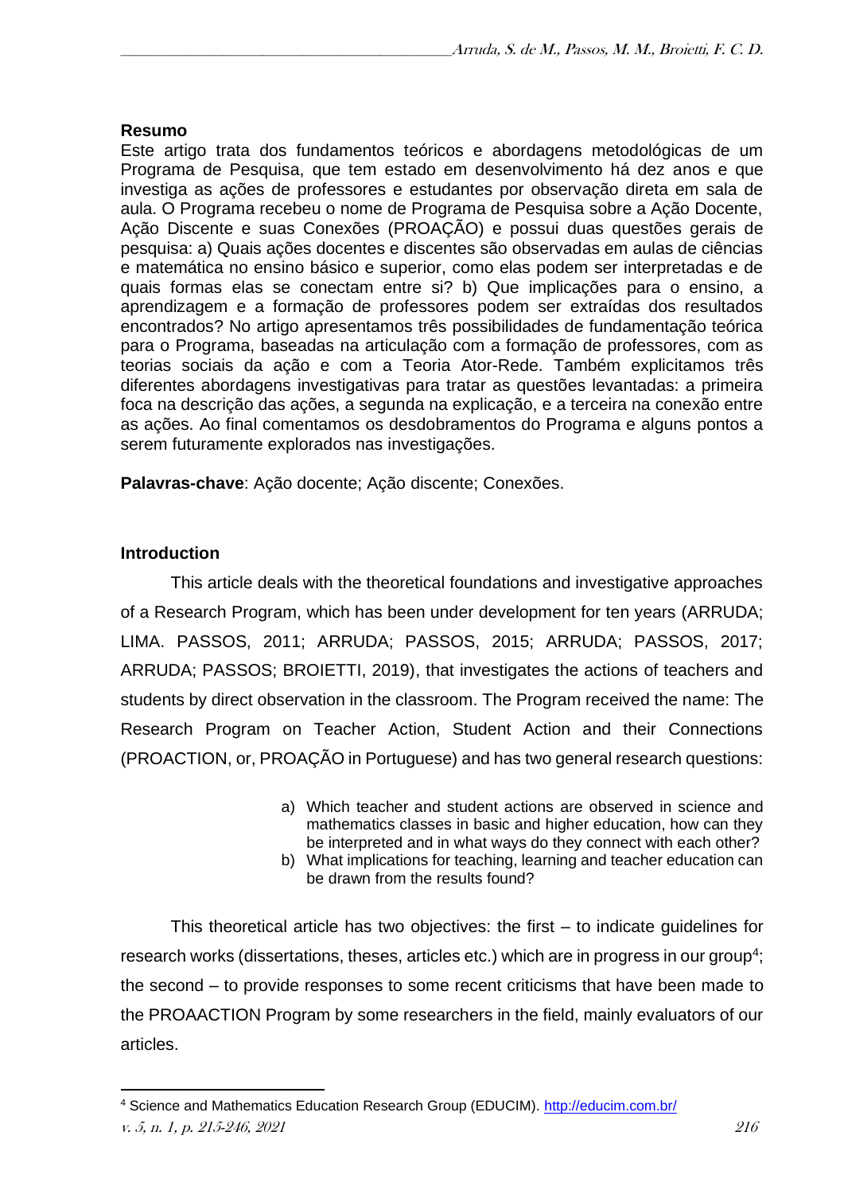## Resumo

Este artigo trata dos fundamentos teóricos e abordagens metodológicas de um Programa de Pesquisa, que tem estado em desenvolvimento há dez anos e que investiga as ações de professores e estudantes por observação direta em sala de aula. O Programa recebeu o nome de Programa de Pesquisa sobre a Ação Docente, Ação Discente e suas Conexões (PROAÇÃO) e possui duas questões gerais de pesquisa: a) Quais ações docentes e discentes são observadas em aulas de ciências e matemática no ensino básico e superior, como elas podem ser interpretadas e de quais formas elas se conectam entre si? b) Que implicações para o ensino, a aprendizagem e a formação de professores podem ser extraídas dos resultados encontrados? No artigo apresentamos três possibilidades de fundamentação teórica para o Programa, baseadas na articulação com a formação de professores, com as teorias sociais da ação e com a Teoria Ator-Rede. Também explicitamos três diferentes abordagens investigativas para tratar as questões levantadas: a primeira foca na descrição das ações, a segunda na explicação, e a terceira na conexão entre as ações. Ao final comentamos os desdobramentos do Programa e alguns pontos a serem futuramente explorados nas investigações.

**Palavras-chave**: Ação docente; Ação discente; Conexões.

## Introduction

This article deals with the theoretical foundations and investigative approaches of a Research Program, which has been under development for ten years (ARRUDA; LIMA. PASSOS, 2011; ARRUDA; PASSOS, 2015; ARRUDA; PASSOS, 2017; ARRUDA; PASSOS; BROIETTI, 2019), that investigates the actions of teachers and students by direct observation in the classroom. The Program received the name: The Research Program on Teacher Action, Student Action and their Connections (PROACTION, or, PROAÇÃO in Portuguese) and has two general research questions:

> a) Which teacher and student actions are observed in science and mathematics classes in basic and higher education, how can they be interpreted and in what ways do they connect with each other?
> b) What implications for teaching, learning and teacher education can be drawn from the results found?

This theoretical article has two objectives: the first – to indicate guidelines for research works (dissertations, theses, articles etc.) which are in progress in our group[4]; the second – to provide responses to some recent criticisms that have been made to the PROAACTION Program by some researchers in the field, mainly evaluators of our articles.

[4] Science and Mathematics Education Research Group (EDUCIM). http://educim.com.br/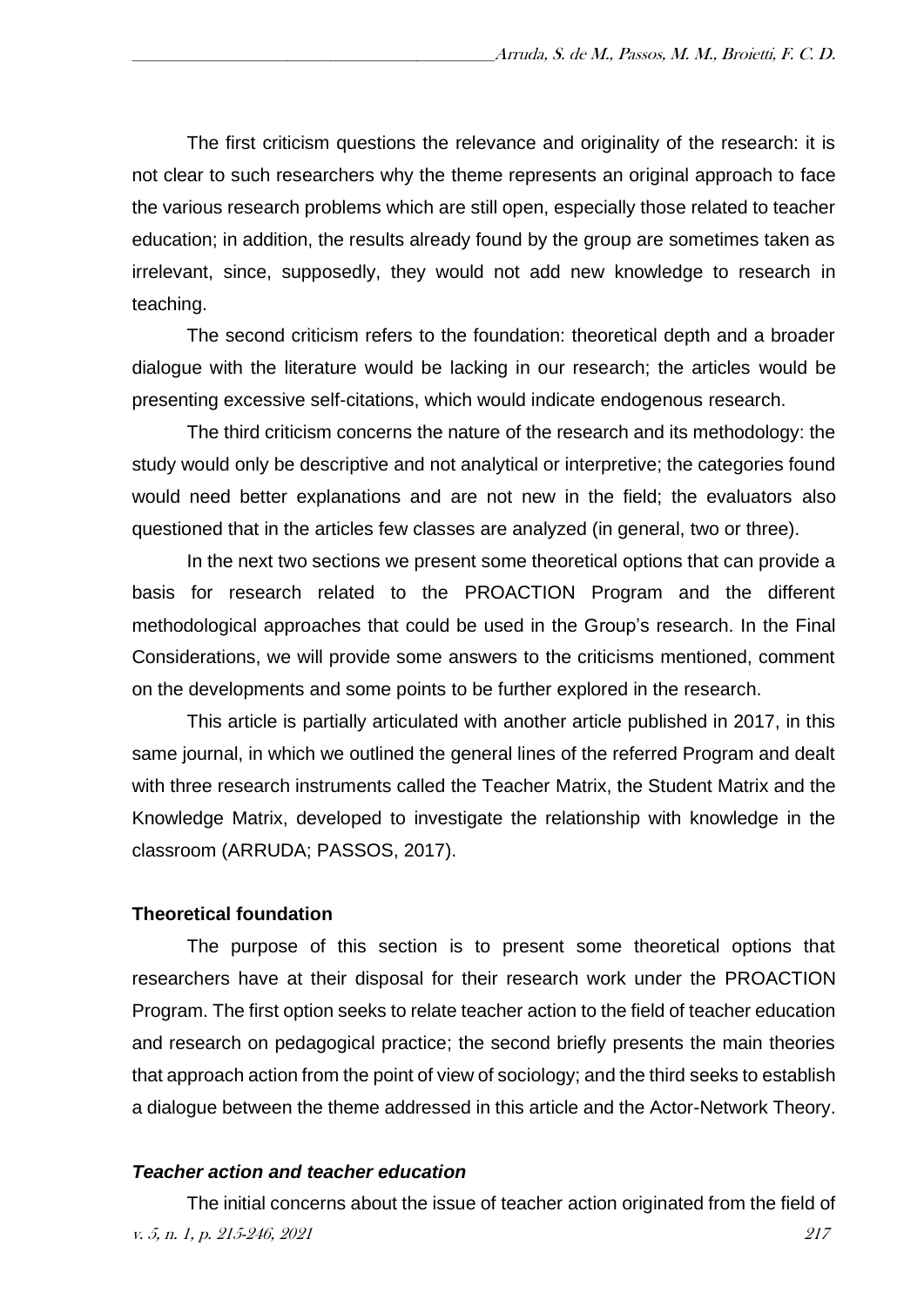The first criticism questions the relevance and originality of the research: it is not clear to such researchers why the theme represents an original approach to face the various research problems which are still open, especially those related to teacher education; in addition, the results already found by the group are sometimes taken as irrelevant, since, supposedly, they would not add new knowledge to research in teaching.

The second criticism refers to the foundation: theoretical depth and a broader dialogue with the literature would be lacking in our research; the articles would be presenting excessive self-citations, which would indicate endogenous research.

The third criticism concerns the nature of the research and its methodology: the study would only be descriptive and not analytical or interpretive; the categories found would need better explanations and are not new in the field; the evaluators also questioned that in the articles few classes are analyzed (in general, two or three).

In the next two sections we present some theoretical options that can provide a basis for research related to the PROACTION Program and the different methodological approaches that could be used in the Group's research. In the Final Considerations, we will provide some answers to the criticisms mentioned, comment on the developments and some points to be further explored in the research.

This article is partially articulated with another article published in 2017, in this same journal, in which we outlined the general lines of the referred Program and dealt with three research instruments called the Teacher Matrix, the Student Matrix and the Knowledge Matrix, developed to investigate the relationship with knowledge in the classroom (ARRUDA; PASSOS, 2017).

## Theoretical foundation

The purpose of this section is to present some theoretical options that researchers have at their disposal for their research work under the PROACTION Program. The first option seeks to relate teacher action to the field of teacher education and research on pedagogical practice; the second briefly presents the main theories that approach action from the point of view of sociology; and the third seeks to establish a dialogue between the theme addressed in this article and the Actor-Network Theory.

### *Teacher action and teacher education*

The initial concerns about the issue of teacher action originated from the field of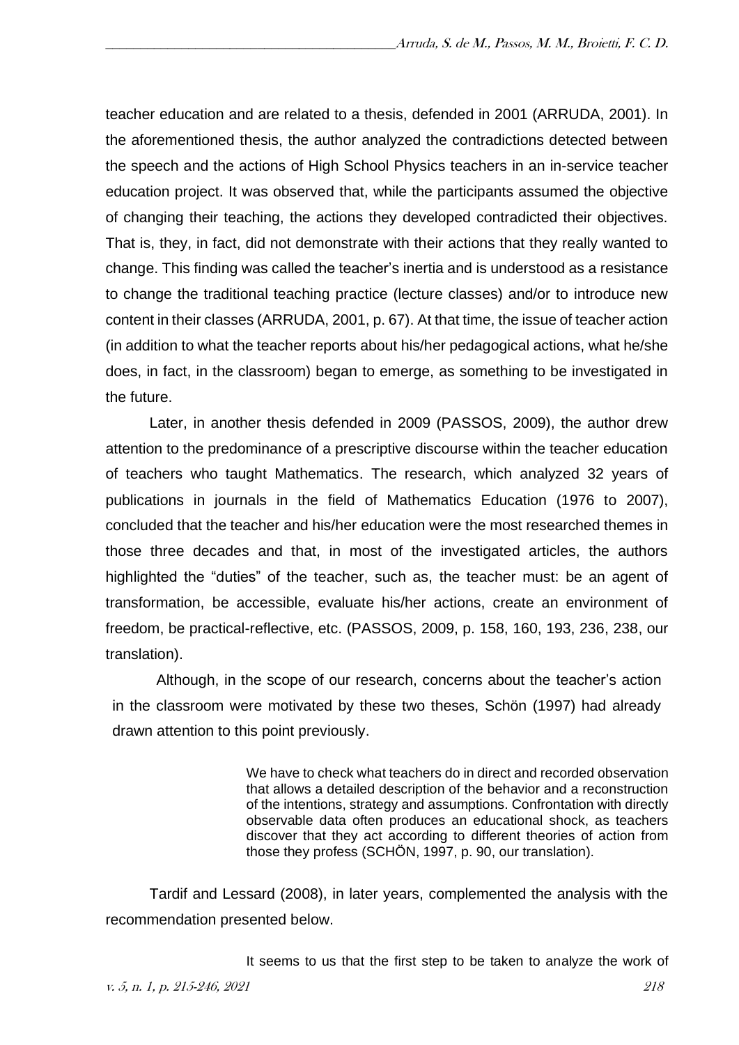teacher education and are related to a thesis, defended in 2001 (ARRUDA, 2001). In the aforementioned thesis, the author analyzed the contradictions detected between the speech and the actions of High School Physics teachers in an in-service teacher education project. It was observed that, while the participants assumed the objective of changing their teaching, the actions they developed contradicted their objectives. That is, they, in fact, did not demonstrate with their actions that they really wanted to change. This finding was called the teacher's inertia and is understood as a resistance to change the traditional teaching practice (lecture classes) and/or to introduce new content in their classes (ARRUDA, 2001, p. 67). At that time, the issue of teacher action (in addition to what the teacher reports about his/her pedagogical actions, what he/she does, in fact, in the classroom) began to emerge, as something to be investigated in the future.

Later, in another thesis defended in 2009 (PASSOS, 2009), the author drew attention to the predominance of a prescriptive discourse within the teacher education of teachers who taught Mathematics. The research, which analyzed 32 years of publications in journals in the field of Mathematics Education (1976 to 2007), concluded that the teacher and his/her education were the most researched themes in those three decades and that, in most of the investigated articles, the authors highlighted the "duties" of the teacher, such as, the teacher must: be an agent of transformation, be accessible, evaluate his/her actions, create an environment of freedom, be practical-reflective, etc. (PASSOS, 2009, p. 158, 160, 193, 236, 238, our translation).

Although, in the scope of our research, concerns about the teacher's action in the classroom were motivated by these two theses, Schön (1997) had already drawn attention to this point previously.

> We have to check what teachers do in direct and recorded observation that allows a detailed description of the behavior and a reconstruction of the intentions, strategy and assumptions. Confrontation with directly observable data often produces an educational shock, as teachers discover that they act according to different theories of action from those they profess (SCHÖN, 1997, p. 90, our translation).

Tardif and Lessard (2008), in later years, complemented the analysis with the recommendation presented below.

> It seems to us that the first step to be taken to analyze the work of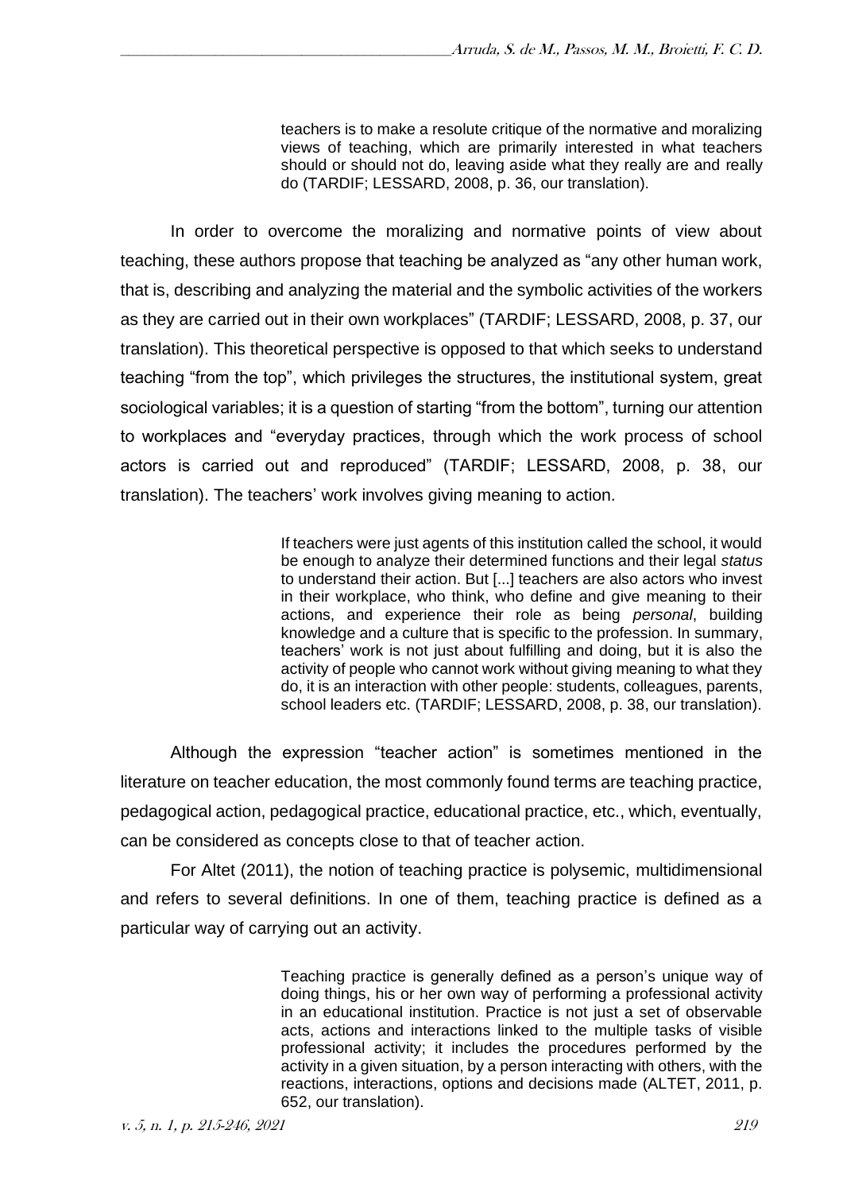> teachers is to make a resolute critique of the normative and moralizing views of teaching, which are primarily interested in what teachers should or should not do, leaving aside what they really are and really do (TARDIF; LESSARD, 2008, p. 36, our translation).

In order to overcome the moralizing and normative points of view about teaching, these authors propose that teaching be analyzed as "any other human work, that is, describing and analyzing the material and the symbolic activities of the workers as they are carried out in their own workplaces" (TARDIF; LESSARD, 2008, p. 37, our translation). This theoretical perspective is opposed to that which seeks to understand teaching "from the top", which privileges the structures, the institutional system, great sociological variables; it is a question of starting "from the bottom", turning our attention to workplaces and "everyday practices, through which the work process of school actors is carried out and reproduced" (TARDIF; LESSARD, 2008, p. 38, our translation). The teachers' work involves giving meaning to action.

> If teachers were just agents of this institution called the school, it would be enough to analyze their determined functions and their legal *status* to understand their action. But [...] teachers are also actors who invest in their workplace, who think, who define and give meaning to their actions, and experience their role as being *personal*, building knowledge and a culture that is specific to the profession. In summary, teachers' work is not just about fulfilling and doing, but it is also the activity of people who cannot work without giving meaning to what they do, it is an interaction with other people: students, colleagues, parents, school leaders etc. (TARDIF; LESSARD, 2008, p. 38, our translation).

Although the expression "teacher action" is sometimes mentioned in the literature on teacher education, the most commonly found terms are teaching practice, pedagogical action, pedagogical practice, educational practice, etc., which, eventually, can be considered as concepts close to that of teacher action.

For Altet (2011), the notion of teaching practice is polysemic, multidimensional and refers to several definitions. In one of them, teaching practice is defined as a particular way of carrying out an activity.

> Teaching practice is generally defined as a person's unique way of doing things, his or her own way of performing a professional activity in an educational institution. Practice is not just a set of observable acts, actions and interactions linked to the multiple tasks of visible professional activity; it includes the procedures performed by the activity in a given situation, by a person interacting with others, with the reactions, interactions, options and decisions made (ALTET, 2011, p. 652, our translation).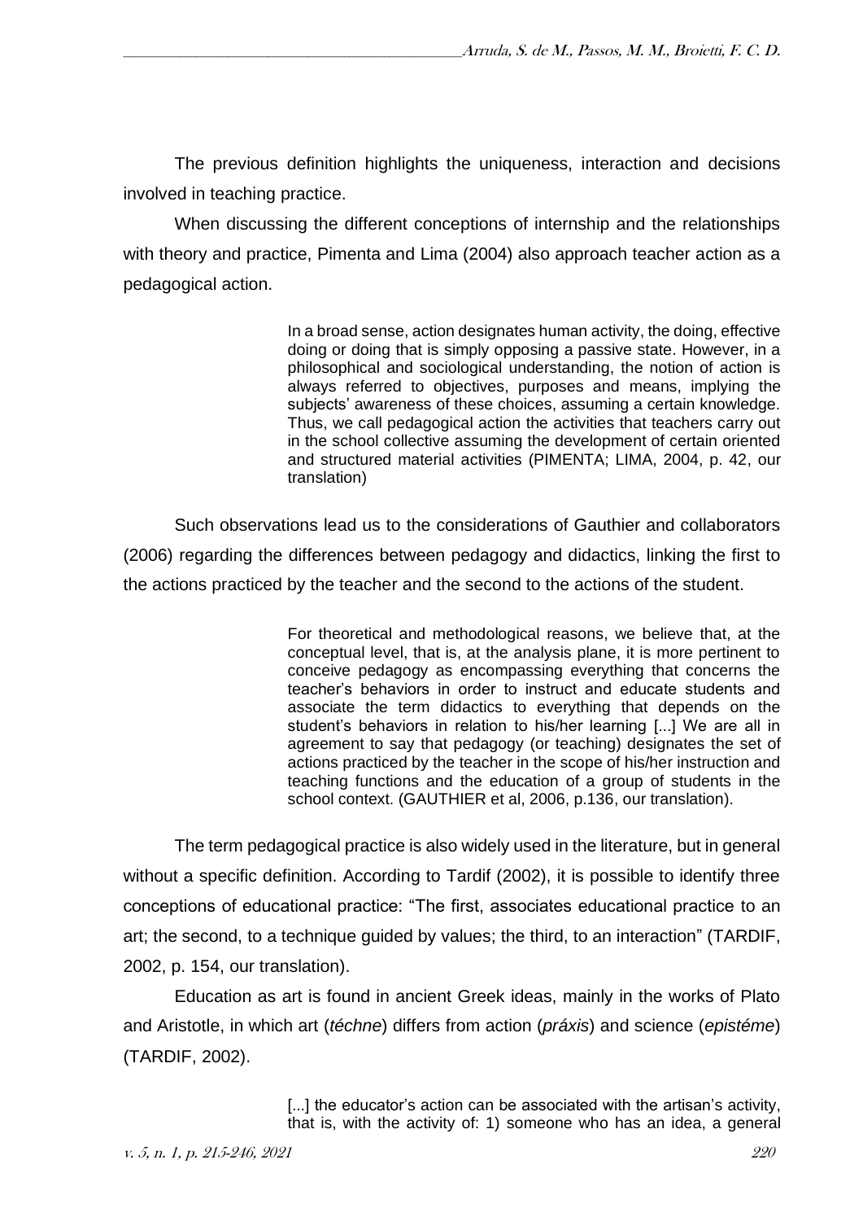The previous definition highlights the uniqueness, interaction and decisions involved in teaching practice.

When discussing the different conceptions of internship and the relationships with theory and practice, Pimenta and Lima (2004) also approach teacher action as a pedagogical action.

> In a broad sense, action designates human activity, the doing, effective doing or doing that is simply opposing a passive state. However, in a philosophical and sociological understanding, the notion of action is always referred to objectives, purposes and means, implying the subjects' awareness of these choices, assuming a certain knowledge. Thus, we call pedagogical action the activities that teachers carry out in the school collective assuming the development of certain oriented and structured material activities (PIMENTA; LIMA, 2004, p. 42, our translation)

Such observations lead us to the considerations of Gauthier and collaborators (2006) regarding the differences between pedagogy and didactics, linking the first to the actions practiced by the teacher and the second to the actions of the student.

> For theoretical and methodological reasons, we believe that, at the conceptual level, that is, at the analysis plane, it is more pertinent to conceive pedagogy as encompassing everything that concerns the teacher's behaviors in order to instruct and educate students and associate the term didactics to everything that depends on the student's behaviors in relation to his/her learning [...] We are all in agreement to say that pedagogy (or teaching) designates the set of actions practiced by the teacher in the scope of his/her instruction and teaching functions and the education of a group of students in the school context. (GAUTHIER et al, 2006, p.136, our translation).

The term pedagogical practice is also widely used in the literature, but in general without a specific definition. According to Tardif (2002), it is possible to identify three conceptions of educational practice: "The first, associates educational practice to an art; the second, to a technique guided by values; the third, to an interaction" (TARDIF, 2002, p. 154, our translation).

Education as art is found in ancient Greek ideas, mainly in the works of Plato and Aristotle, in which art (*téchne*) differs from action (*práxis*) and science (*epistéme*) (TARDIF, 2002).

> [...] the educator's action can be associated with the artisan's activity, that is, with the activity of: 1) someone who has an idea, a general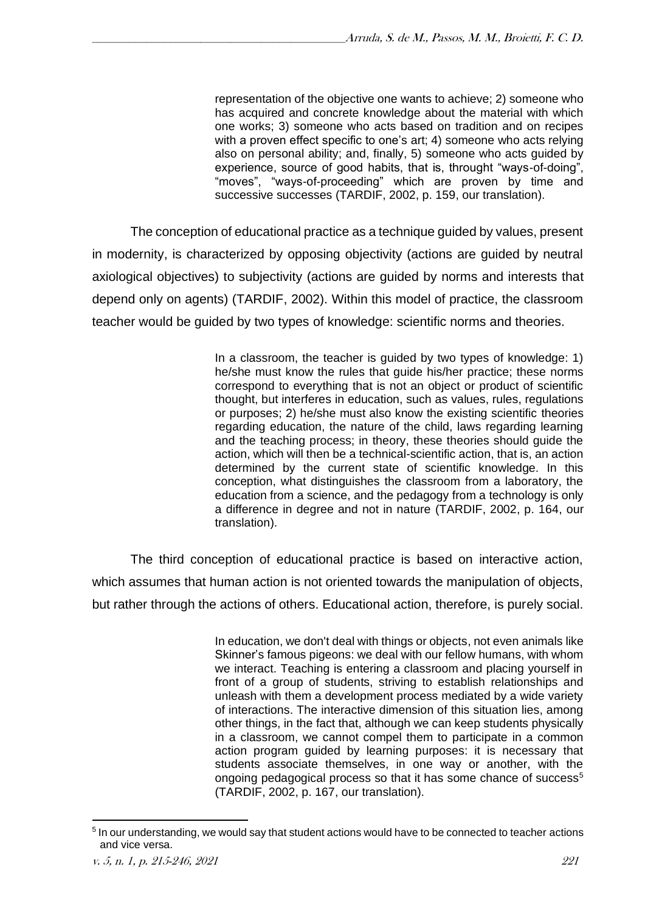> representation of the objective one wants to achieve; 2) someone who has acquired and concrete knowledge about the material with which one works; 3) someone who acts based on tradition and on recipes with a proven effect specific to one's art; 4) someone who acts relying also on personal ability; and, finally, 5) someone who acts guided by experience, source of good habits, that is, throught "ways-of-doing", "moves", "ways-of-proceeding" which are proven by time and successive successes (TARDIF, 2002, p. 159, our translation).

The conception of educational practice as a technique guided by values, present in modernity, is characterized by opposing objectivity (actions are guided by neutral axiological objectives) to subjectivity (actions are guided by norms and interests that depend only on agents) (TARDIF, 2002). Within this model of practice, the classroom teacher would be guided by two types of knowledge: scientific norms and theories.

> In a classroom, the teacher is guided by two types of knowledge: 1) he/she must know the rules that guide his/her practice; these norms correspond to everything that is not an object or product of scientific thought, but interferes in education, such as values, rules, regulations or purposes; 2) he/she must also know the existing scientific theories regarding education, the nature of the child, laws regarding learning and the teaching process; in theory, these theories should guide the action, which will then be a technical-scientific action, that is, an action determined by the current state of scientific knowledge. In this conception, what distinguishes the classroom from a laboratory, the education from a science, and the pedagogy from a technology is only a difference in degree and not in nature (TARDIF, 2002, p. 164, our translation).

The third conception of educational practice is based on interactive action, which assumes that human action is not oriented towards the manipulation of objects, but rather through the actions of others. Educational action, therefore, is purely social.

> In education, we don't deal with things or objects, not even animals like Skinner's famous pigeons: we deal with our fellow humans, with whom we interact. Teaching is entering a classroom and placing yourself in front of a group of students, striving to establish relationships and unleash with them a development process mediated by a wide variety of interactions. The interactive dimension of this situation lies, among other things, in the fact that, although we can keep students physically in a classroom, we cannot compel them to participate in a common action program guided by learning purposes: it is necessary that students associate themselves, in one way or another, with the ongoing pedagogical process so that it has some chance of success[5] (TARDIF, 2002, p. 167, our translation).

[5] In our understanding, we would say that student actions would have to be connected to teacher actions and vice versa.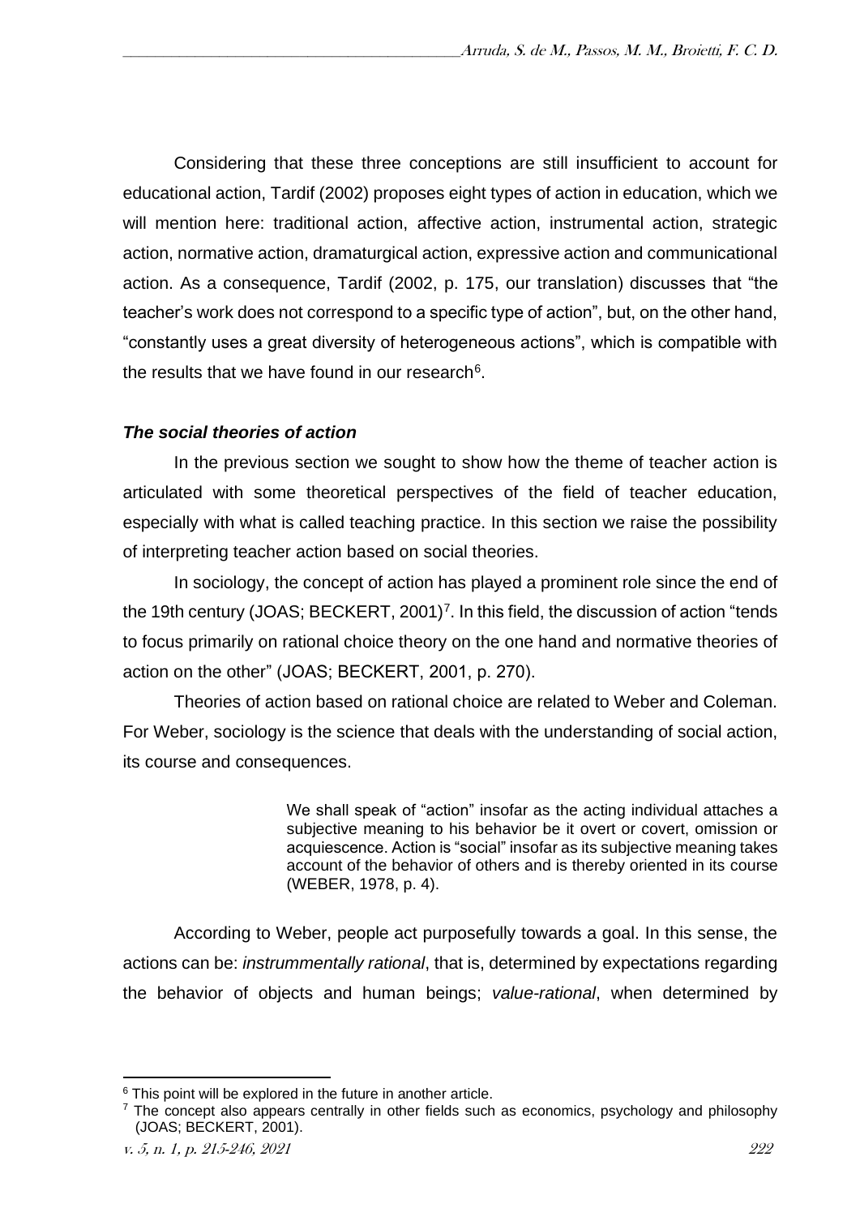Considering that these three conceptions are still insufficient to account for educational action, Tardif (2002) proposes eight types of action in education, which we will mention here: traditional action, affective action, instrumental action, strategic action, normative action, dramaturgical action, expressive action and communicational action. As a consequence, Tardif (2002, p. 175, our translation) discusses that "the teacher's work does not correspond to a specific type of action", but, on the other hand, "constantly uses a great diversity of heterogeneous actions", which is compatible with the results that we have found in our research[6].

### ***The social theories of action***

In the previous section we sought to show how the theme of teacher action is articulated with some theoretical perspectives of the field of teacher education, especially with what is called teaching practice. In this section we raise the possibility of interpreting teacher action based on social theories.

In sociology, the concept of action has played a prominent role since the end of the 19th century (JOAS; BECKERT, 2001)[7]. In this field, the discussion of action "tends to focus primarily on rational choice theory on the one hand and normative theories of action on the other" (JOAS; BECKERT, 2001, p. 270).

Theories of action based on rational choice are related to Weber and Coleman. For Weber, sociology is the science that deals with the understanding of social action, its course and consequences.

> We shall speak of "action" insofar as the acting individual attaches a subjective meaning to his behavior be it overt or covert, omission or acquiescence. Action is "social" insofar as its subjective meaning takes account of the behavior of others and is thereby oriented in its course (WEBER, 1978, p. 4).

According to Weber, people act purposefully towards a goal. In this sense, the actions can be: *instrummentally rational*, that is, determined by expectations regarding the behavior of objects and human beings; *value-rational*, when determined by

[6] This point will be explored in the future in another article.

[7] The concept also appears centrally in other fields such as economics, psychology and philosophy (JOAS; BECKERT, 2001).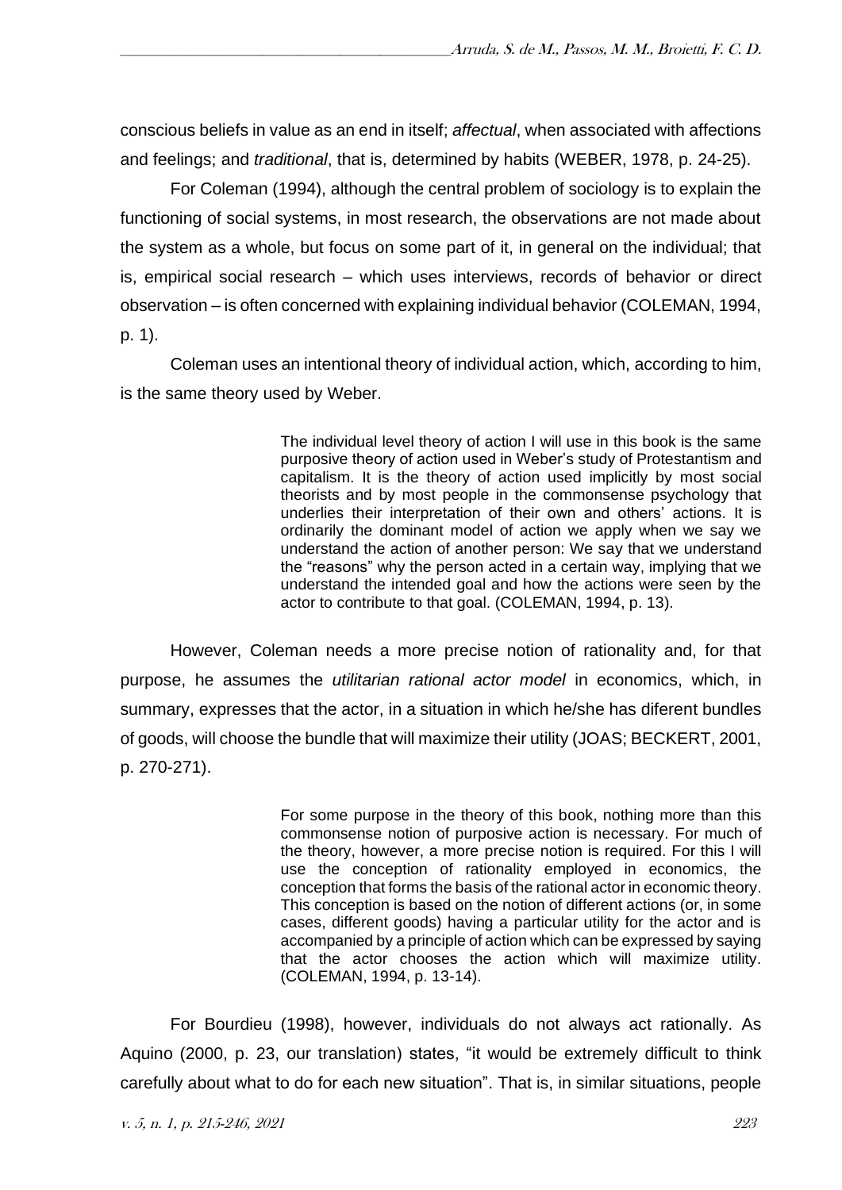conscious beliefs in value as an end in itself; *affectual*, when associated with affections and feelings; and *traditional*, that is, determined by habits (WEBER, 1978, p. 24-25).

For Coleman (1994), although the central problem of sociology is to explain the functioning of social systems, in most research, the observations are not made about the system as a whole, but focus on some part of it, in general on the individual; that is, empirical social research – which uses interviews, records of behavior or direct observation – is often concerned with explaining individual behavior (COLEMAN, 1994, p. 1).

Coleman uses an intentional theory of individual action, which, according to him, is the same theory used by Weber.

> The individual level theory of action I will use in this book is the same purposive theory of action used in Weber's study of Protestantism and capitalism. It is the theory of action used implicitly by most social theorists and by most people in the commonsense psychology that underlies their interpretation of their own and others' actions. It is ordinarily the dominant model of action we apply when we say we understand the action of another person: We say that we understand the "reasons" why the person acted in a certain way, implying that we understand the intended goal and how the actions were seen by the actor to contribute to that goal. (COLEMAN, 1994, p. 13).

However, Coleman needs a more precise notion of rationality and, for that purpose, he assumes the *utilitarian rational actor model* in economics, which, in summary, expresses that the actor, in a situation in which he/she has diferent bundles of goods, will choose the bundle that will maximize their utility (JOAS; BECKERT, 2001, p. 270-271).

> For some purpose in the theory of this book, nothing more than this commonsense notion of purposive action is necessary. For much of the theory, however, a more precise notion is required. For this I will use the conception of rationality employed in economics, the conception that forms the basis of the rational actor in economic theory. This conception is based on the notion of different actions (or, in some cases, different goods) having a particular utility for the actor and is accompanied by a principle of action which can be expressed by saying that the actor chooses the action which will maximize utility. (COLEMAN, 1994, p. 13-14).

For Bourdieu (1998), however, individuals do not always act rationally. As Aquino (2000, p. 23, our translation) states, "it would be extremely difficult to think carefully about what to do for each new situation". That is, in similar situations, people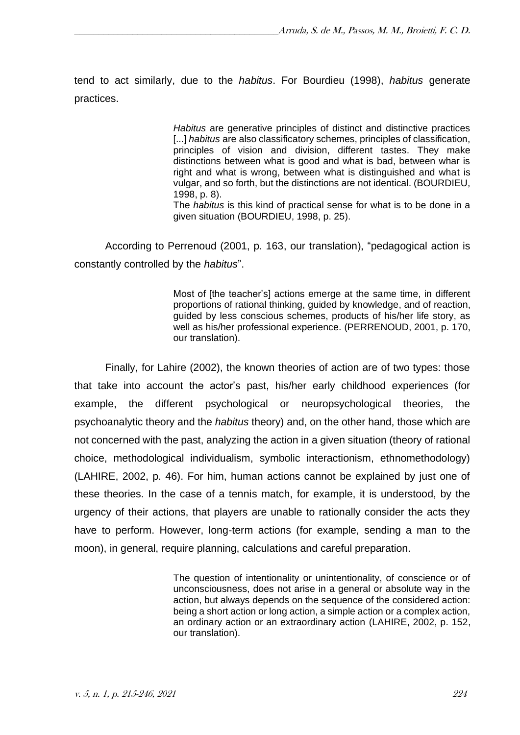tend to act similarly, due to the *habitus*. For Bourdieu (1998), *habitus* generate practices.

> *Habitus* are generative principles of distinct and distinctive practices [...] *habitus* are also classificatory schemes, principles of classification, principles of vision and division, different tastes. They make distinctions between what is good and what is bad, between whar is right and what is wrong, between what is distinguished and what is vulgar, and so forth, but the distinctions are not identical. (BOURDIEU, 1998, p. 8).
>
> The *habitus* is this kind of practical sense for what is to be done in a given situation (BOURDIEU, 1998, p. 25).

According to Perrenoud (2001, p. 163, our translation), "pedagogical action is constantly controlled by the *habitus*".

> Most of [the teacher's] actions emerge at the same time, in different proportions of rational thinking, guided by knowledge, and of reaction, guided by less conscious schemes, products of his/her life story, as well as his/her professional experience. (PERRENOUD, 2001, p. 170, our translation).

Finally, for Lahire (2002), the known theories of action are of two types: those that take into account the actor's past, his/her early childhood experiences (for example, the different psychological or neuropsychological theories, the psychoanalytic theory and the *habitus* theory) and, on the other hand, those which are not concerned with the past, analyzing the action in a given situation (theory of rational choice, methodological individualism, symbolic interactionism, ethnomethodology) (LAHIRE, 2002, p. 46). For him, human actions cannot be explained by just one of these theories. In the case of a tennis match, for example, it is understood, by the urgency of their actions, that players are unable to rationally consider the acts they have to perform. However, long-term actions (for example, sending a man to the moon), in general, require planning, calculations and careful preparation.

> The question of intentionality or unintentionality, of conscience or of unconsciousness, does not arise in a general or absolute way in the action, but always depends on the sequence of the considered action: being a short action or long action, a simple action or a complex action, an ordinary action or an extraordinary action (LAHIRE, 2002, p. 152, our translation).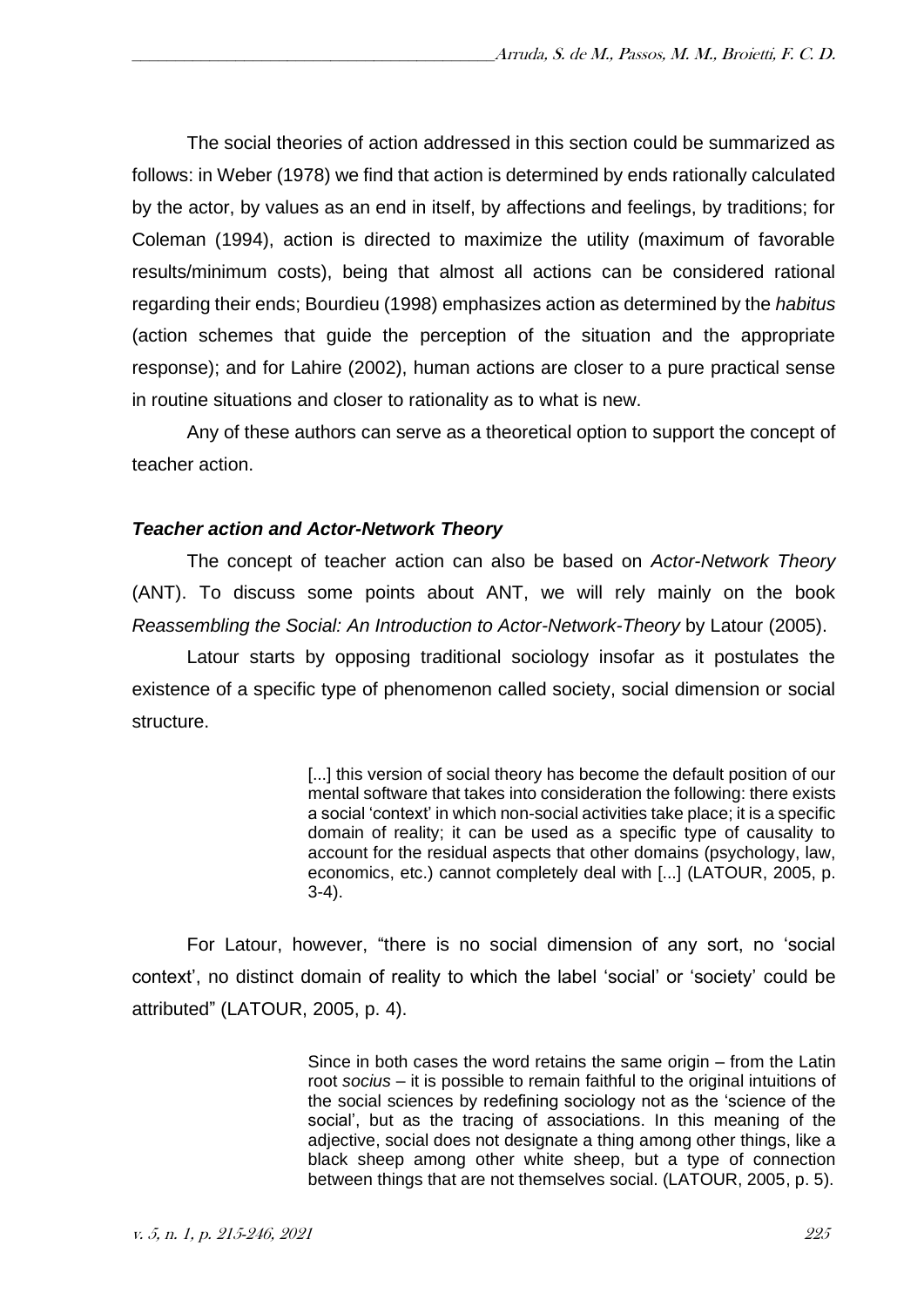The social theories of action addressed in this section could be summarized as follows: in Weber (1978) we find that action is determined by ends rationally calculated by the actor, by values as an end in itself, by affections and feelings, by traditions; for Coleman (1994), action is directed to maximize the utility (maximum of favorable results/minimum costs), being that almost all actions can be considered rational regarding their ends; Bourdieu (1998) emphasizes action as determined by the *habitus* (action schemes that guide the perception of the situation and the appropriate response); and for Lahire (2002), human actions are closer to a pure practical sense in routine situations and closer to rationality as to what is new.

Any of these authors can serve as a theoretical option to support the concept of teacher action.

### *Teacher action and Actor-Network Theory*

The concept of teacher action can also be based on *Actor-Network Theory* (ANT). To discuss some points about ANT, we will rely mainly on the book *Reassembling the Social: An Introduction to Actor-Network-Theory* by Latour (2005).

Latour starts by opposing traditional sociology insofar as it postulates the existence of a specific type of phenomenon called society, social dimension or social structure.

> [...] this version of social theory has become the default position of our mental software that takes into consideration the following: there exists a social 'context' in which non-social activities take place; it is a specific domain of reality; it can be used as a specific type of causality to account for the residual aspects that other domains (psychology, law, economics, etc.) cannot completely deal with [...] (LATOUR, 2005, p. 3-4).

For Latour, however, "there is no social dimension of any sort, no 'social context', no distinct domain of reality to which the label 'social' or 'society' could be attributed" (LATOUR, 2005, p. 4).

> Since in both cases the word retains the same origin – from the Latin root *socius* – it is possible to remain faithful to the original intuitions of the social sciences by redefining sociology not as the 'science of the social', but as the tracing of associations. In this meaning of the adjective, social does not designate a thing among other things, like a black sheep among other white sheep, but a type of connection between things that are not themselves social. (LATOUR, 2005, p. 5).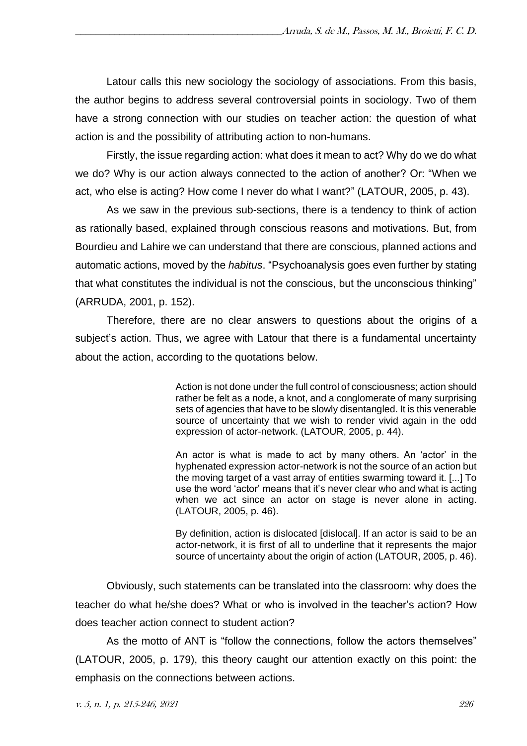Latour calls this new sociology the sociology of associations. From this basis, the author begins to address several controversial points in sociology. Two of them have a strong connection with our studies on teacher action: the question of what action is and the possibility of attributing action to non-humans.

Firstly, the issue regarding action: what does it mean to act? Why do we do what we do? Why is our action always connected to the action of another? Or: “When we act, who else is acting? How come I never do what I want?” (LATOUR, 2005, p. 43).

As we saw in the previous sub-sections, there is a tendency to think of action as rationally based, explained through conscious reasons and motivations. But, from Bourdieu and Lahire we can understand that there are conscious, planned actions and automatic actions, moved by the *habitus*. “Psychoanalysis goes even further by stating that what constitutes the individual is not the conscious, but the unconscious thinking” (ARRUDA, 2001, p. 152).

Therefore, there are no clear answers to questions about the origins of a subject’s action. Thus, we agree with Latour that there is a fundamental uncertainty about the action, according to the quotations below.

> Action is not done under the full control of consciousness; action should rather be felt as a node, a knot, and a conglomerate of many surprising sets of agencies that have to be slowly disentangled. It is this venerable source of uncertainty that we wish to render vivid again in the odd expression of actor-network. (LATOUR, 2005, p. 44).
>
> An actor is what is made to act by many others. An ‘actor’ in the hyphenated expression actor-network is not the source of an action but the moving target of a vast array of entities swarming toward it. [...] To use the word ‘actor’ means that it’s never clear who and what is acting when we act since an actor on stage is never alone in acting. (LATOUR, 2005, p. 46).
>
> By definition, action is dislocated [dislocal]. If an actor is said to be an actor-network, it is first of all to underline that it represents the major source of uncertainty about the origin of action (LATOUR, 2005, p. 46).

Obviously, such statements can be translated into the classroom: why does the teacher do what he/she does? What or who is involved in the teacher’s action? How does teacher action connect to student action?

As the motto of ANT is “follow the connections, follow the actors themselves” (LATOUR, 2005, p. 179), this theory caught our attention exactly on this point: the emphasis on the connections between actions.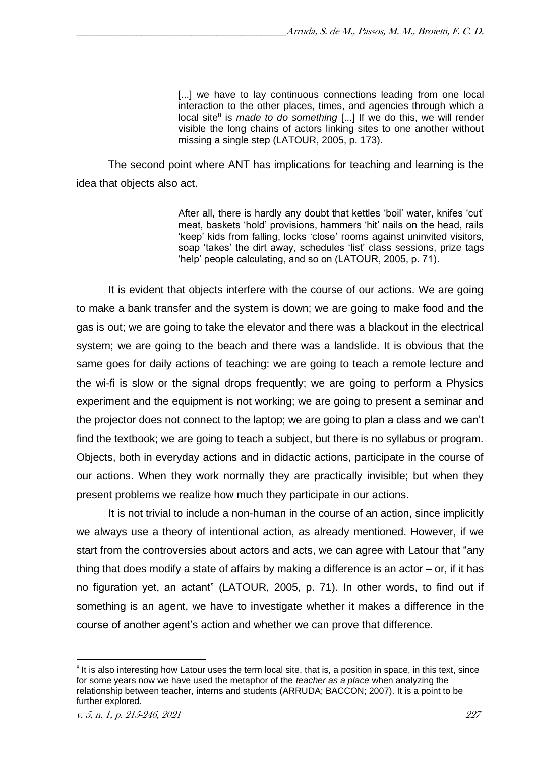> [...] we have to lay continuous connections leading from one local interaction to the other places, times, and agencies through which a local site[8] is *made to do something* [...] If we do this, we will render visible the long chains of actors linking sites to one another without missing a single step (LATOUR, 2005, p. 173).

The second point where ANT has implications for teaching and learning is the idea that objects also act.

> After all, there is hardly any doubt that kettles 'boil' water, knifes 'cut' meat, baskets 'hold' provisions, hammers 'hit' nails on the head, rails 'keep' kids from falling, locks 'close' rooms against uninvited visitors, soap 'takes' the dirt away, schedules 'list' class sessions, prize tags 'help' people calculating, and so on (LATOUR, 2005, p. 71).

It is evident that objects interfere with the course of our actions. We are going to make a bank transfer and the system is down; we are going to make food and the gas is out; we are going to take the elevator and there was a blackout in the electrical system; we are going to the beach and there was a landslide. It is obvious that the same goes for daily actions of teaching: we are going to teach a remote lecture and the wi-fi is slow or the signal drops frequently; we are going to perform a Physics experiment and the equipment is not working; we are going to present a seminar and the projector does not connect to the laptop; we are going to plan a class and we can't find the textbook; we are going to teach a subject, but there is no syllabus or program. Objects, both in everyday actions and in didactic actions, participate in the course of our actions. When they work normally they are practically invisible; but when they present problems we realize how much they participate in our actions.

It is not trivial to include a non-human in the course of an action, since implicitly we always use a theory of intentional action, as already mentioned. However, if we start from the controversies about actors and acts, we can agree with Latour that "any thing that does modify a state of affairs by making a difference is an actor – or, if it has no figuration yet, an actant" (LATOUR, 2005, p. 71). In other words, to find out if something is an agent, we have to investigate whether it makes a difference in the course of another agent's action and whether we can prove that difference.

[8] It is also interesting how Latour uses the term local site, that is, a position in space, in this text, since for some years now we have used the metaphor of the *teacher as a place* when analyzing the relationship between teacher, interns and students (ARRUDA; BACCON; 2007). It is a point to be further explored.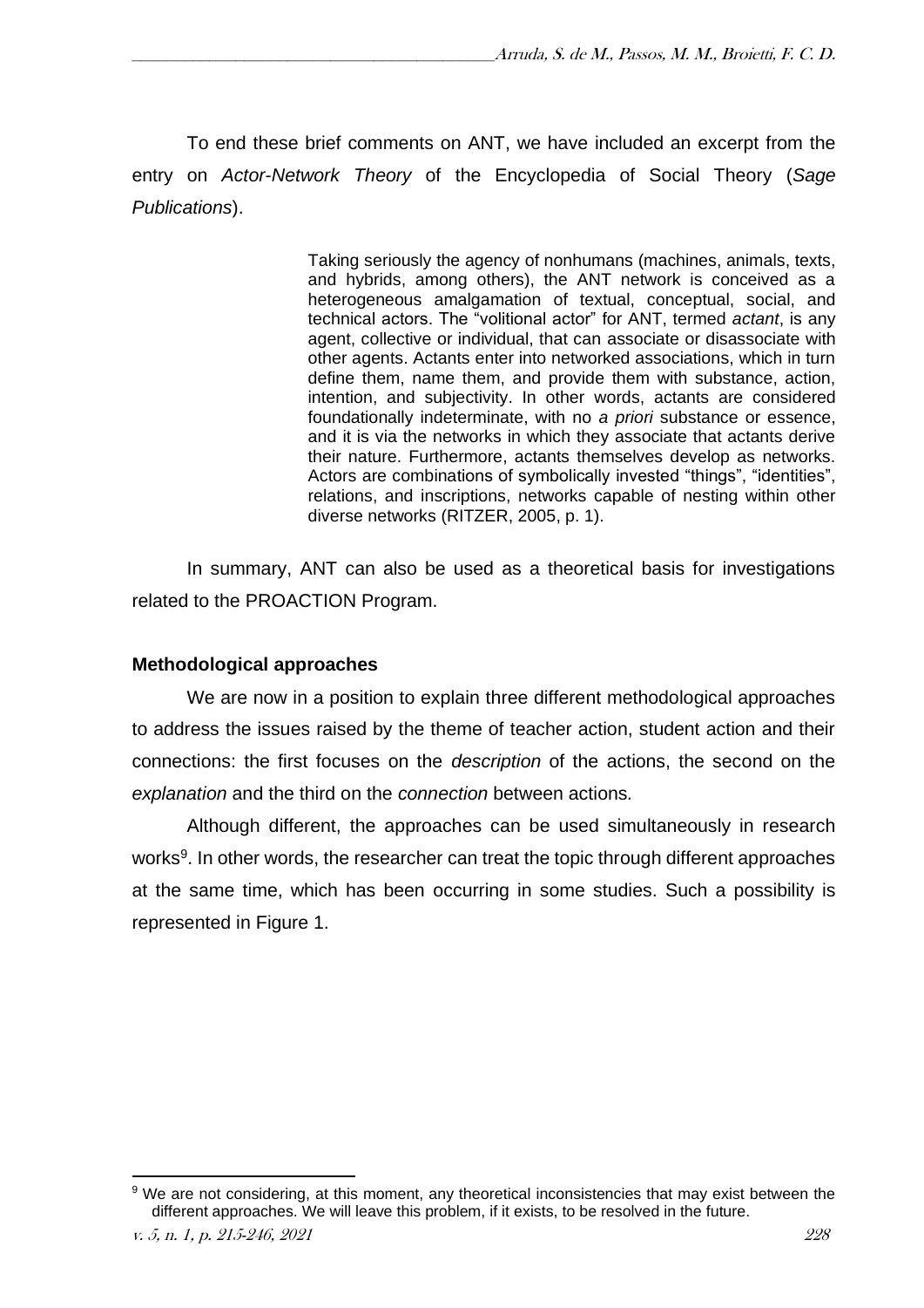To end these brief comments on ANT, we have included an excerpt from the entry on *Actor-Network Theory* of the Encyclopedia of Social Theory (*Sage Publications*).

> Taking seriously the agency of nonhumans (machines, animals, texts, and hybrids, among others), the ANT network is conceived as a heterogeneous amalgamation of textual, conceptual, social, and technical actors. The "volitional actor" for ANT, termed *actant*, is any agent, collective or individual, that can associate or disassociate with other agents. Actants enter into networked associations, which in turn define them, name them, and provide them with substance, action, intention, and subjectivity. In other words, actants are considered foundationally indeterminate, with no *a priori* substance or essence, and it is via the networks in which they associate that actants derive their nature. Furthermore, actants themselves develop as networks. Actors are combinations of symbolically invested "things", "identities", relations, and inscriptions, networks capable of nesting within other diverse networks (RITZER, 2005, p. 1).

In summary, ANT can also be used as a theoretical basis for investigations related to the PROACTION Program.

**Methodological approaches**

We are now in a position to explain three different methodological approaches to address the issues raised by the theme of teacher action, student action and their connections: the first focuses on the *description* of the actions, the second on the *explanation* and the third on the *connection* between actions.

Although different, the approaches can be used simultaneously in research works[9]. In other words, the researcher can treat the topic through different approaches at the same time, which has been occurring in some studies. Such a possibility is represented in Figure 1.

[9] We are not considering, at this moment, any theoretical inconsistencies that may exist between the different approaches. We will leave this problem, if it exists, to be resolved in the future.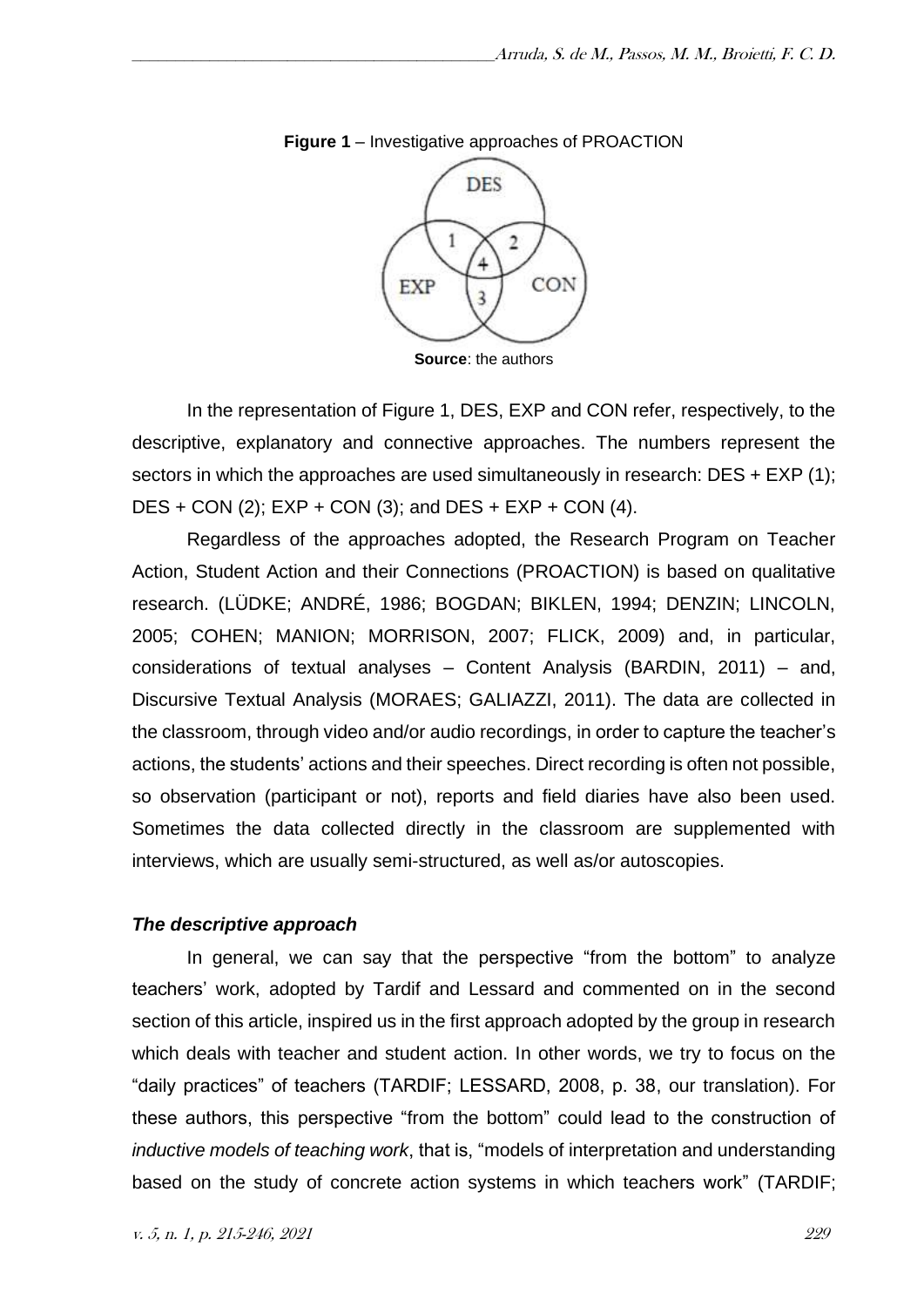**Figure 1** – Investigative approaches of PROACTION

**Source**: the authors

In the representation of Figure 1, DES, EXP and CON refer, respectively, to the descriptive, explanatory and connective approaches. The numbers represent the sectors in which the approaches are used simultaneously in research: DES + EXP (1); DES + CON (2); EXP + CON (3); and DES + EXP + CON (4).

Regardless of the approaches adopted, the Research Program on Teacher Action, Student Action and their Connections (PROACTION) is based on qualitative research. (LÜDKE; ANDRÉ, 1986; BOGDAN; BIKLEN, 1994; DENZIN; LINCOLN, 2005; COHEN; MANION; MORRISON, 2007; FLICK, 2009) and, in particular, considerations of textual analyses – Content Analysis (BARDIN, 2011) – and, Discursive Textual Analysis (MORAES; GALIAZZI, 2011). The data are collected in the classroom, through video and/or audio recordings, in order to capture the teacher's actions, the students' actions and their speeches. Direct recording is often not possible, so observation (participant or not), reports and field diaries have also been used. Sometimes the data collected directly in the classroom are supplemented with interviews, which are usually semi-structured, as well as/or autoscopies.

### *The descriptive approach*

In general, we can say that the perspective "from the bottom" to analyze teachers' work, adopted by Tardif and Lessard and commented on in the second section of this article, inspired us in the first approach adopted by the group in research which deals with teacher and student action. In other words, we try to focus on the "daily practices" of teachers (TARDIF; LESSARD, 2008, p. 38, our translation). For these authors, this perspective "from the bottom" could lead to the construction of *inductive models of teaching work*, that is, "models of interpretation and understanding based on the study of concrete action systems in which teachers work" (TARDIF;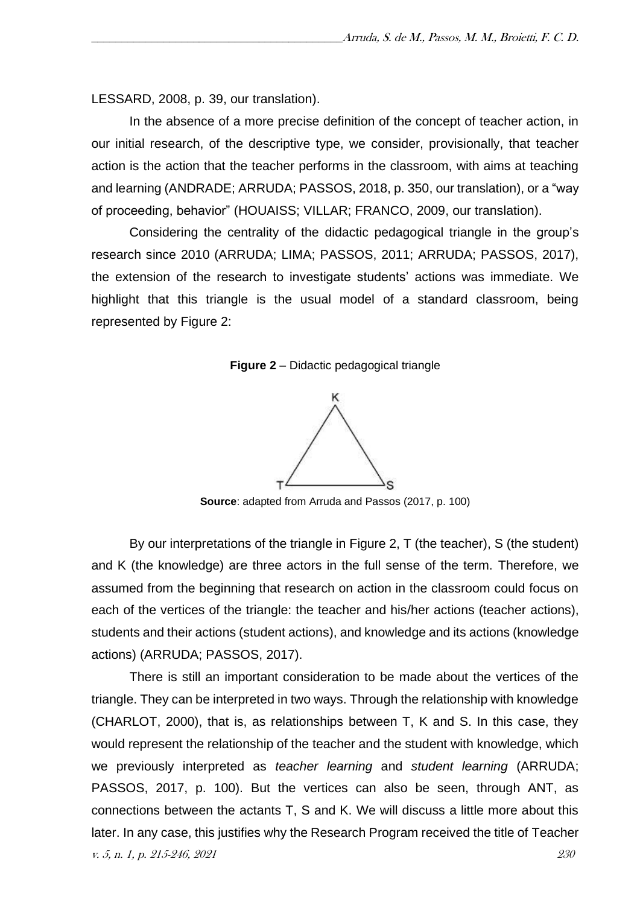LESSARD, 2008, p. 39, our translation).

In the absence of a more precise definition of the concept of teacher action, in our initial research, of the descriptive type, we consider, provisionally, that teacher action is the action that the teacher performs in the classroom, with aims at teaching and learning (ANDRADE; ARRUDA; PASSOS, 2018, p. 350, our translation), or a "way of proceeding, behavior" (HOUAISS; VILLAR; FRANCO, 2009, our translation).

Considering the centrality of the didactic pedagogical triangle in the group's research since 2010 (ARRUDA; LIMA; PASSOS, 2011; ARRUDA; PASSOS, 2017), the extension of the research to investigate students' actions was immediate. We highlight that this triangle is the usual model of a standard classroom, being represented by Figure 2:

**Figure 2** – Didactic pedagogical triangle

K

T S

**Source**: adapted from Arruda and Passos (2017, p. 100)

By our interpretations of the triangle in Figure 2, T (the teacher), S (the student) and K (the knowledge) are three actors in the full sense of the term. Therefore, we assumed from the beginning that research on action in the classroom could focus on each of the vertices of the triangle: the teacher and his/her actions (teacher actions), students and their actions (student actions), and knowledge and its actions (knowledge actions) (ARRUDA; PASSOS, 2017).

There is still an important consideration to be made about the vertices of the triangle. They can be interpreted in two ways. Through the relationship with knowledge (CHARLOT, 2000), that is, as relationships between T, K and S. In this case, they would represent the relationship of the teacher and the student with knowledge, which we previously interpreted as *teacher learning* and *student learning* (ARRUDA; PASSOS, 2017, p. 100). But the vertices can also be seen, through ANT, as connections between the actants T, S and K. We will discuss a little more about this later. In any case, this justifies why the Research Program received the title of Teacher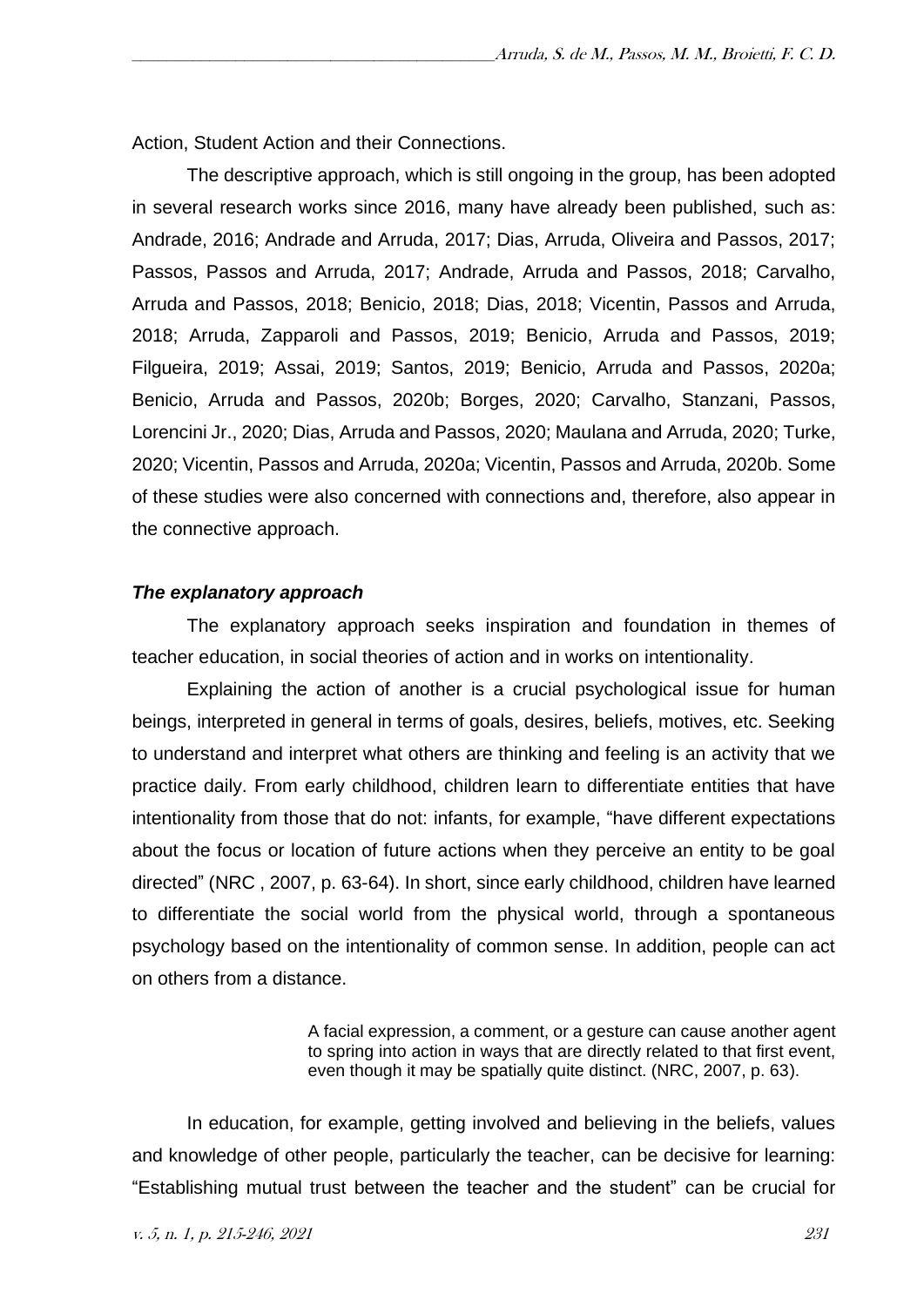Action, Student Action and their Connections.

The descriptive approach, which is still ongoing in the group, has been adopted in several research works since 2016, many have already been published, such as: Andrade, 2016; Andrade and Arruda, 2017; Dias, Arruda, Oliveira and Passos, 2017; Passos, Passos and Arruda, 2017; Andrade, Arruda and Passos, 2018; Carvalho, Arruda and Passos, 2018; Benicio, 2018; Dias, 2018; Vicentin, Passos and Arruda, 2018; Arruda, Zapparoli and Passos, 2019; Benicio, Arruda and Passos, 2019; Filgueira, 2019; Assai, 2019; Santos, 2019; Benicio, Arruda and Passos, 2020a; Benicio, Arruda and Passos, 2020b; Borges, 2020; Carvalho, Stanzani, Passos, Lorencini Jr., 2020; Dias, Arruda and Passos, 2020; Maulana and Arruda, 2020; Turke, 2020; Vicentin, Passos and Arruda, 2020a; Vicentin, Passos and Arruda, 2020b. Some of these studies were also concerned with connections and, therefore, also appear in the connective approach.

### *The explanatory approach*

The explanatory approach seeks inspiration and foundation in themes of teacher education, in social theories of action and in works on intentionality.

Explaining the action of another is a crucial psychological issue for human beings, interpreted in general in terms of goals, desires, beliefs, motives, etc. Seeking to understand and interpret what others are thinking and feeling is an activity that we practice daily. From early childhood, children learn to differentiate entities that have intentionality from those that do not: infants, for example, "have different expectations about the focus or location of future actions when they perceive an entity to be goal directed" (NRC , 2007, p. 63-64). In short, since early childhood, children have learned to differentiate the social world from the physical world, through a spontaneous psychology based on the intentionality of common sense. In addition, people can act on others from a distance.

> A facial expression, a comment, or a gesture can cause another agent to spring into action in ways that are directly related to that first event, even though it may be spatially quite distinct. (NRC, 2007, p. 63).

In education, for example, getting involved and believing in the beliefs, values and knowledge of other people, particularly the teacher, can be decisive for learning: "Establishing mutual trust between the teacher and the student" can be crucial for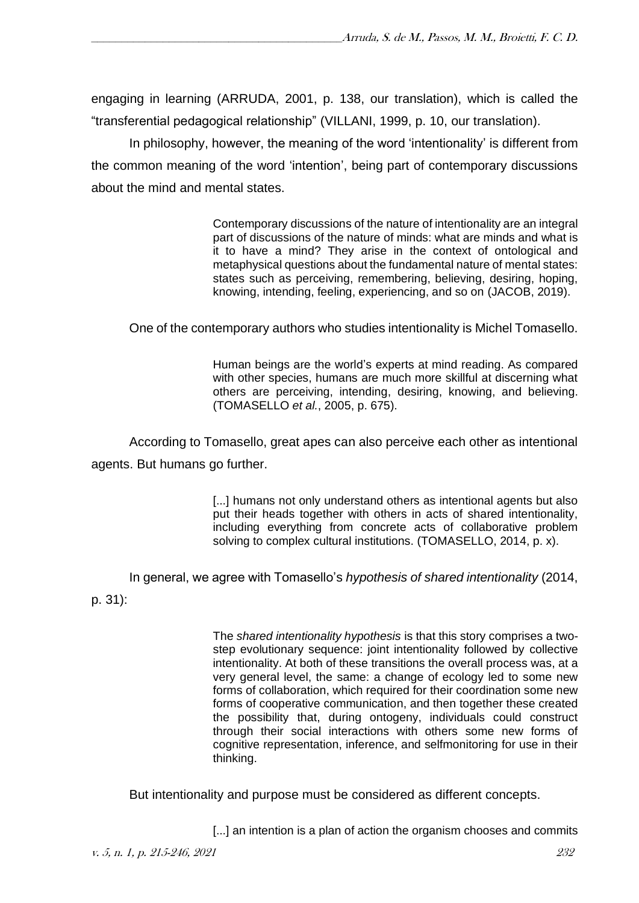engaging in learning (ARRUDA, 2001, p. 138, our translation), which is called the "transferential pedagogical relationship" (VILLANI, 1999, p. 10, our translation).

In philosophy, however, the meaning of the word 'intentionality' is different from the common meaning of the word 'intention', being part of contemporary discussions about the mind and mental states.

> Contemporary discussions of the nature of intentionality are an integral part of discussions of the nature of minds: what are minds and what is it to have a mind? They arise in the context of ontological and metaphysical questions about the fundamental nature of mental states: states such as perceiving, remembering, believing, desiring, hoping, knowing, intending, feeling, experiencing, and so on (JACOB, 2019).

One of the contemporary authors who studies intentionality is Michel Tomasello.

> Human beings are the world's experts at mind reading. As compared with other species, humans are much more skillful at discerning what others are perceiving, intending, desiring, knowing, and believing. (TOMASELLO *et al.*, 2005, p. 675).

According to Tomasello, great apes can also perceive each other as intentional agents. But humans go further.

> [...] humans not only understand others as intentional agents but also put their heads together with others in acts of shared intentionality, including everything from concrete acts of collaborative problem solving to complex cultural institutions. (TOMASELLO, 2014, p. x).

In general, we agree with Tomasello's *hypothesis of shared intentionality* (2014, p. 31):

> The *shared intentionality hypothesis* is that this story comprises a two-step evolutionary sequence: joint intentionality followed by collective intentionality. At both of these transitions the overall process was, at a very general level, the same: a change of ecology led to some new forms of collaboration, which required for their coordination some new forms of cooperative communication, and then together these created the possibility that, during ontogeny, individuals could construct through their social interactions with others some new forms of cognitive representation, inference, and selfmonitoring for use in their thinking.

But intentionality and purpose must be considered as different concepts.

> [...] an intention is a plan of action the organism chooses and commits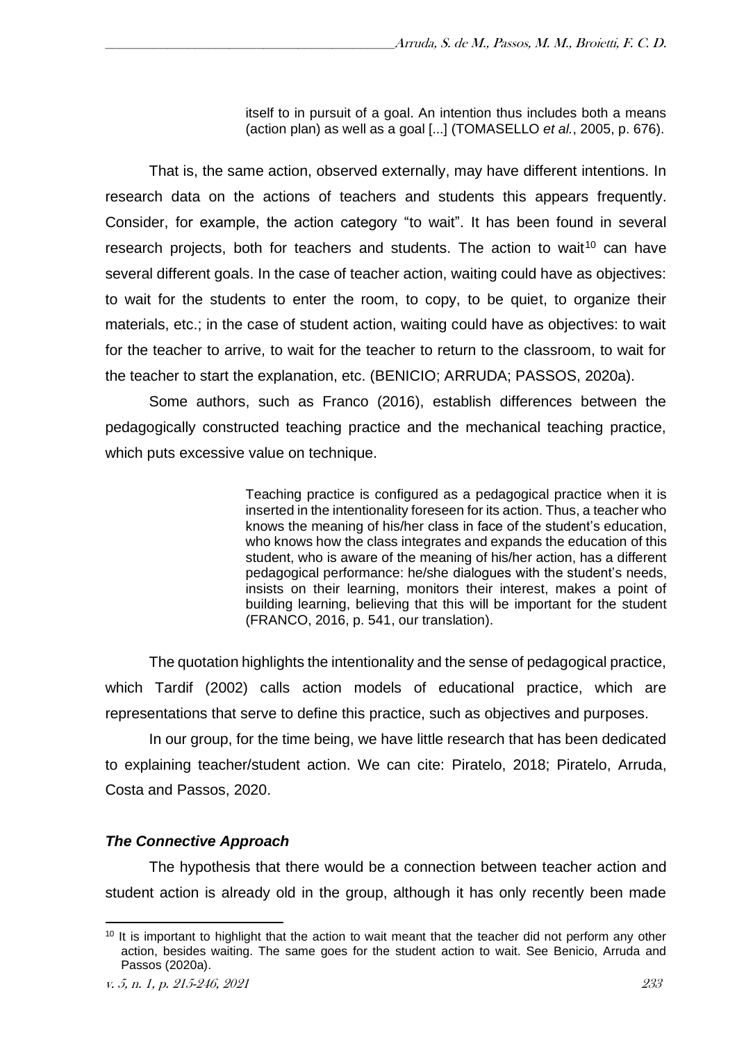> itself to in pursuit of a goal. An intention thus includes both a means (action plan) as well as a goal [...] (TOMASELLO *et al.*, 2005, p. 676).

That is, the same action, observed externally, may have different intentions. In research data on the actions of teachers and students this appears frequently. Consider, for example, the action category "to wait". It has been found in several research projects, both for teachers and students. The action to wait[10] can have several different goals. In the case of teacher action, waiting could have as objectives: to wait for the students to enter the room, to copy, to be quiet, to organize their materials, etc.; in the case of student action, waiting could have as objectives: to wait for the teacher to arrive, to wait for the teacher to return to the classroom, to wait for the teacher to start the explanation, etc. (BENICIO; ARRUDA; PASSOS, 2020a).

Some authors, such as Franco (2016), establish differences between the pedagogically constructed teaching practice and the mechanical teaching practice, which puts excessive value on technique.

> Teaching practice is configured as a pedagogical practice when it is inserted in the intentionality foreseen for its action. Thus, a teacher who knows the meaning of his/her class in face of the student's education, who knows how the class integrates and expands the education of this student, who is aware of the meaning of his/her action, has a different pedagogical performance: he/she dialogues with the student's needs, insists on their learning, monitors their interest, makes a point of building learning, believing that this will be important for the student (FRANCO, 2016, p. 541, our translation).

The quotation highlights the intentionality and the sense of pedagogical practice, which Tardif (2002) calls action models of educational practice, which are representations that serve to define this practice, such as objectives and purposes.

In our group, for the time being, we have little research that has been dedicated to explaining teacher/student action. We can cite: Piratelo, 2018; Piratelo, Arruda, Costa and Passos, 2020.

### *The Connective Approach*

The hypothesis that there would be a connection between teacher action and student action is already old in the group, although it has only recently been made

[10] It is important to highlight that the action to wait meant that the teacher did not perform any other action, besides waiting. The same goes for the student action to wait. See Benicio, Arruda and Passos (2020a).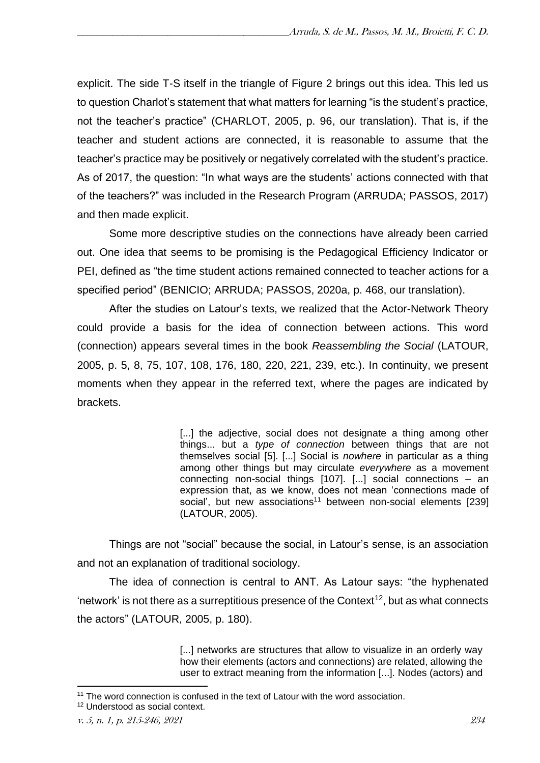explicit. The side T-S itself in the triangle of Figure 2 brings out this idea. This led us to question Charlot's statement that what matters for learning "is the student's practice, not the teacher's practice" (CHARLOT, 2005, p. 96, our translation). That is, if the teacher and student actions are connected, it is reasonable to assume that the teacher's practice may be positively or negatively correlated with the student's practice. As of 2017, the question: "In what ways are the students' actions connected with that of the teachers?" was included in the Research Program (ARRUDA; PASSOS, 2017) and then made explicit.

Some more descriptive studies on the connections have already been carried out. One idea that seems to be promising is the Pedagogical Efficiency Indicator or PEI, defined as "the time student actions remained connected to teacher actions for a specified period" (BENICIO; ARRUDA; PASSOS, 2020a, p. 468, our translation).

After the studies on Latour's texts, we realized that the Actor-Network Theory could provide a basis for the idea of connection between actions. This word (connection) appears several times in the book *Reassembling the Social* (LATOUR, 2005, p. 5, 8, 75, 107, 108, 176, 180, 220, 221, 239, etc.). In continuity, we present moments when they appear in the referred text, where the pages are indicated by brackets.

> [...] the adjective, social does not designate a thing among other things... but a *type of connection* between things that are not themselves social [5]. [...] Social is *nowhere* in particular as a thing among other things but may circulate *everywhere* as a movement connecting non-social things [107]. [...] social connections – an expression that, as we know, does not mean 'connections made of social', but new associations[11] between non-social elements [239] (LATOUR, 2005).

Things are not "social" because the social, in Latour's sense, is an association and not an explanation of traditional sociology.

The idea of connection is central to ANT. As Latour says: "the hyphenated 'network' is not there as a surreptitious presence of the Context[12], but as what connects the actors" (LATOUR, 2005, p. 180).

> [...] networks are structures that allow to visualize in an orderly way how their elements (actors and connections) are related, allowing the user to extract meaning from the information [...]. Nodes (actors) and

[11] The word connection is confused in the text of Latour with the word association.

[12] Understood as social context.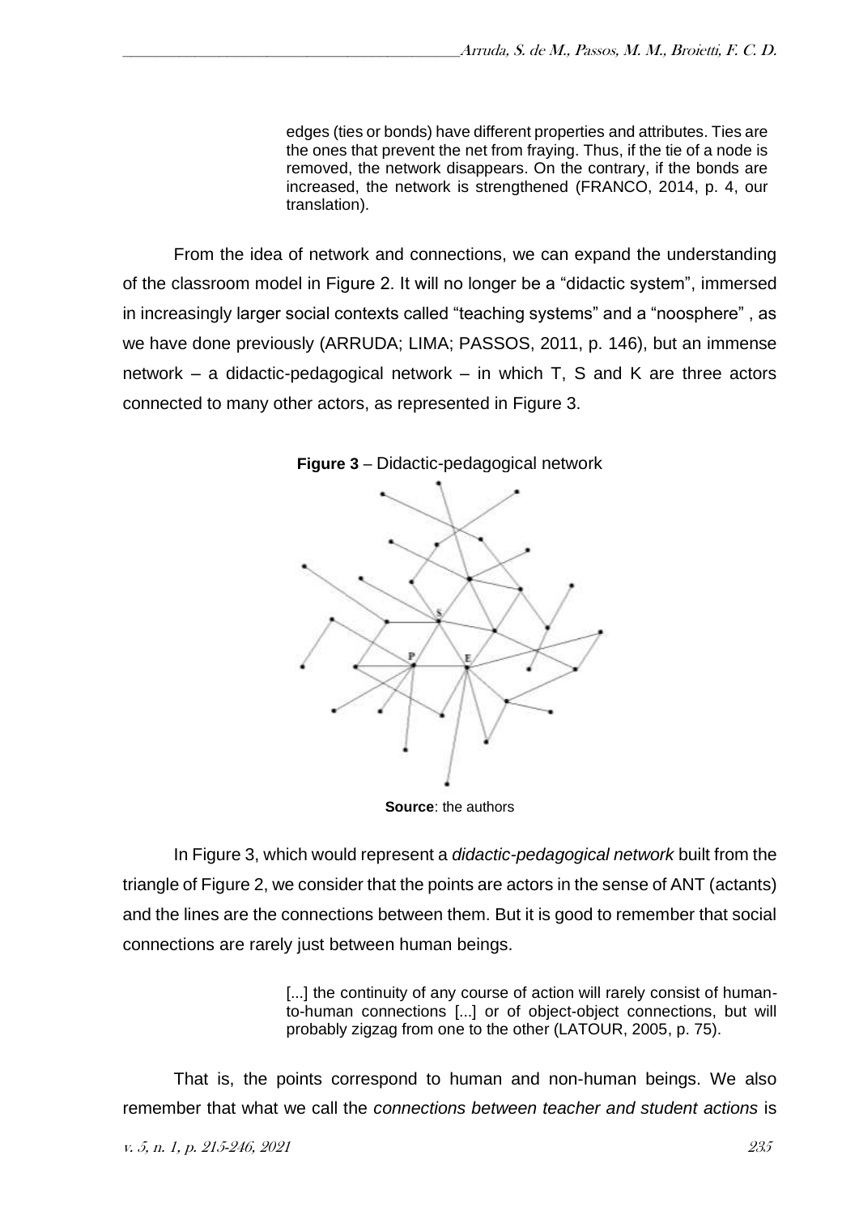> edges (ties or bonds) have different properties and attributes. Ties are the ones that prevent the net from fraying. Thus, if the tie of a node is removed, the network disappears. On the contrary, if the bonds are increased, the network is strengthened (FRANCO, 2014, p. 4, our translation).

From the idea of network and connections, we can expand the understanding of the classroom model in Figure 2. It will no longer be a "didactic system", immersed in increasingly larger social contexts called "teaching systems" and a "noosphere" , as we have done previously (ARRUDA; LIMA; PASSOS, 2011, p. 146), but an immense network – a didactic-pedagogical network – in which T, S and K are three actors connected to many other actors, as represented in Figure 3.

**Figure 3** – Didactic-pedagogical network

**Source**: the authors

In Figure 3, which would represent a *didactic-pedagogical network* built from the triangle of Figure 2, we consider that the points are actors in the sense of ANT (actants) and the lines are the connections between them. But it is good to remember that social connections are rarely just between human beings.

> [...] the continuity of any course of action will rarely consist of human-to-human connections [...] or of object-object connections, but will probably zigzag from one to the other (LATOUR, 2005, p. 75).

That is, the points correspond to human and non-human beings. We also remember that what we call the *connections between teacher and student actions* is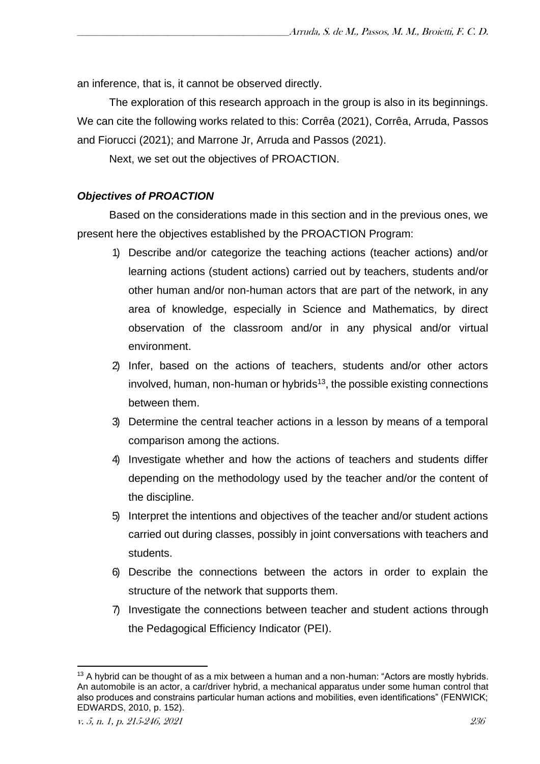an inference, that is, it cannot be observed directly.

The exploration of this research approach in the group is also in its beginnings. We can cite the following works related to this: Corrêa (2021), Corrêa, Arruda, Passos and Fiorucci (2021); and Marrone Jr, Arruda and Passos (2021).

Next, we set out the objectives of PROACTION.

### *Objectives of PROACTION*

Based on the considerations made in this section and in the previous ones, we present here the objectives established by the PROACTION Program:

1) Describe and/or categorize the teaching actions (teacher actions) and/or learning actions (student actions) carried out by teachers, students and/or other human and/or non-human actors that are part of the network, in any area of knowledge, especially in Science and Mathematics, by direct observation of the classroom and/or in any physical and/or virtual environment.
2) Infer, based on the actions of teachers, students and/or other actors involved, human, non-human or hybrids[13], the possible existing connections between them.
3) Determine the central teacher actions in a lesson by means of a temporal comparison among the actions.
4) Investigate whether and how the actions of teachers and students differ depending on the methodology used by the teacher and/or the content of the discipline.
5) Interpret the intentions and objectives of the teacher and/or student actions carried out during classes, possibly in joint conversations with teachers and students.
6) Describe the connections between the actors in order to explain the structure of the network that supports them.
7) Investigate the connections between teacher and student actions through the Pedagogical Efficiency Indicator (PEI).

---

[13] A hybrid can be thought of as a mix between a human and a non-human: "Actors are mostly hybrids. An automobile is an actor, a car/driver hybrid, a mechanical apparatus under some human control that also produces and constrains particular human actions and mobilities, even identifications" (FENWICK; EDWARDS, 2010, p. 152).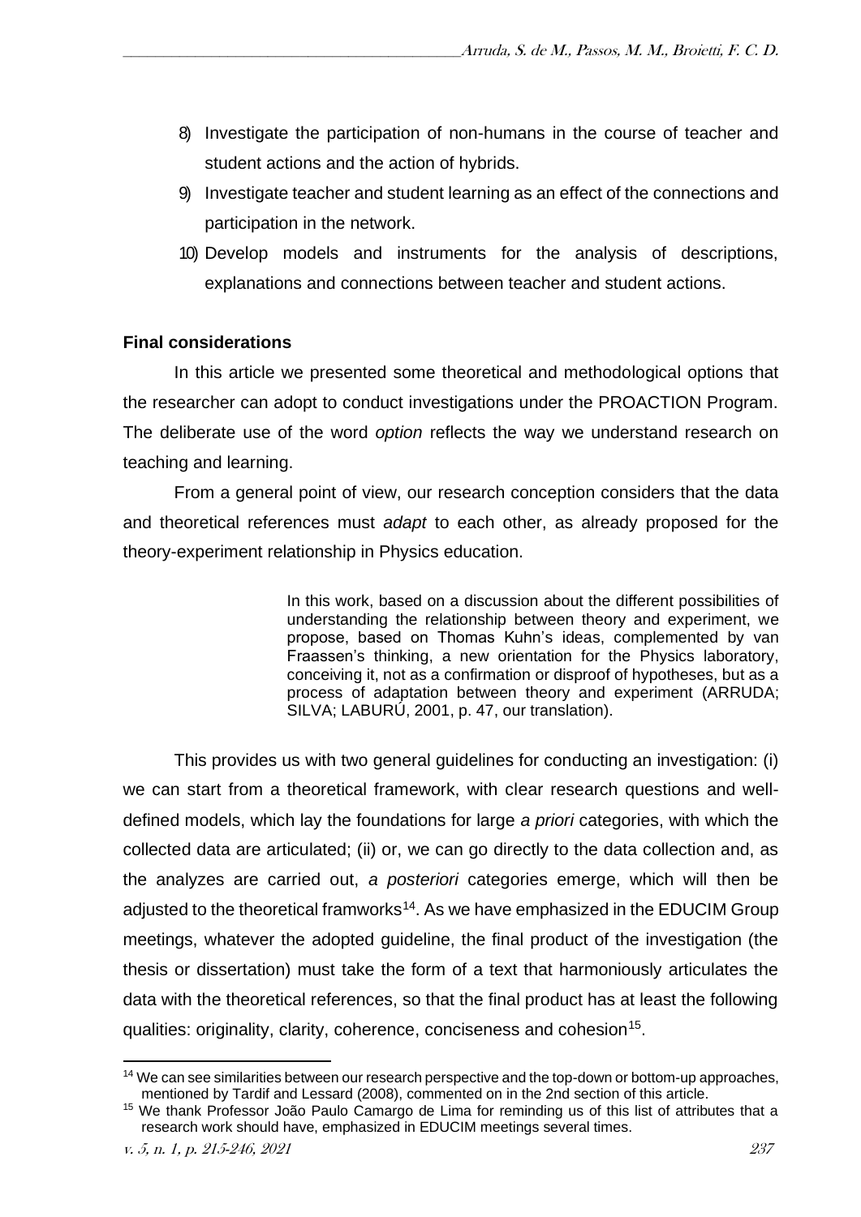8) Investigate the participation of non-humans in the course of teacher and student actions and the action of hybrids.
9) Investigate teacher and student learning as an effect of the connections and participation in the network.
10) Develop models and instruments for the analysis of descriptions, explanations and connections between teacher and student actions.

## Final considerations

In this article we presented some theoretical and methodological options that the researcher can adopt to conduct investigations under the PROACTION Program. The deliberate use of the word *option* reflects the way we understand research on teaching and learning.

From a general point of view, our research conception considers that the data and theoretical references must *adapt* to each other, as already proposed for the theory-experiment relationship in Physics education.

> In this work, based on a discussion about the different possibilities of understanding the relationship between theory and experiment, we propose, based on Thomas Kuhn's ideas, complemented by van Fraassen's thinking, a new orientation for the Physics laboratory, conceiving it, not as a confirmation or disproof of hypotheses, but as a process of adaptation between theory and experiment (ARRUDA; SILVA; LABURÚ, 2001, p. 47, our translation).

This provides us with two general guidelines for conducting an investigation: (i) we can start from a theoretical framework, with clear research questions and well-defined models, which lay the foundations for large *a priori* categories, with which the collected data are articulated; (ii) or, we can go directly to the data collection and, as the analyzes are carried out, *a posteriori* categories emerge, which will then be adjusted to the theoretical framworks[14]. As we have emphasized in the EDUCIM Group meetings, whatever the adopted guideline, the final product of the investigation (the thesis or dissertation) must take the form of a text that harmoniously articulates the data with the theoretical references, so that the final product has at least the following qualities: originality, clarity, coherence, conciseness and cohesion[15].

[14] We can see similarities between our research perspective and the top-down or bottom-up approaches, mentioned by Tardif and Lessard (2008), commented on in the 2nd section of this article.

[15] We thank Professor João Paulo Camargo de Lima for reminding us of this list of attributes that a research work should have, emphasized in EDUCIM meetings several times.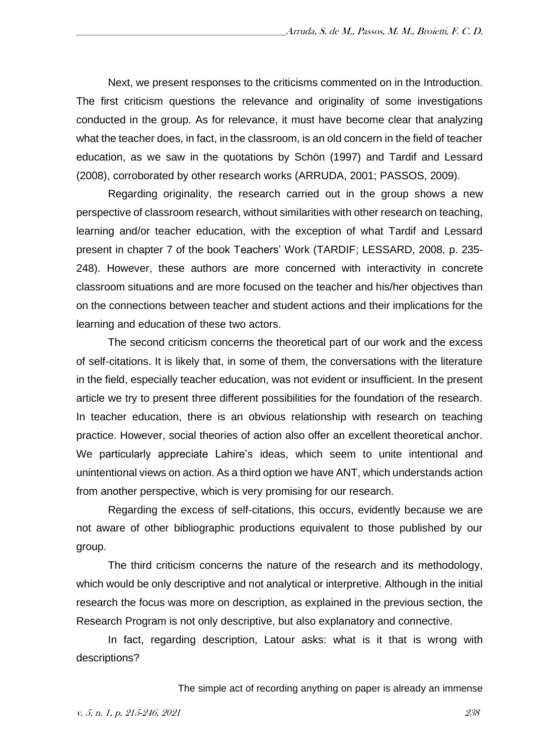Next, we present responses to the criticisms commented on in the Introduction. The first criticism questions the relevance and originality of some investigations conducted in the group. As for relevance, it must have become clear that analyzing what the teacher does, in fact, in the classroom, is an old concern in the field of teacher education, as we saw in the quotations by Schön (1997) and Tardif and Lessard (2008), corroborated by other research works (ARRUDA, 2001; PASSOS, 2009).

Regarding originality, the research carried out in the group shows a new perspective of classroom research, without similarities with other research on teaching, learning and/or teacher education, with the exception of what Tardif and Lessard present in chapter 7 of the book Teachers' Work (TARDIF; LESSARD, 2008, p. 235-248). However, these authors are more concerned with interactivity in concrete classroom situations and are more focused on the teacher and his/her objectives than on the connections between teacher and student actions and their implications for the learning and education of these two actors.

The second criticism concerns the theoretical part of our work and the excess of self-citations. It is likely that, in some of them, the conversations with the literature in the field, especially teacher education, was not evident or insufficient. In the present article we try to present three different possibilities for the foundation of the research. In teacher education, there is an obvious relationship with research on teaching practice. However, social theories of action also offer an excellent theoretical anchor. We particularly appreciate Lahire's ideas, which seem to unite intentional and unintentional views on action. As a third option we have ANT, which understands action from another perspective, which is very promising for our research.

Regarding the excess of self-citations, this occurs, evidently because we are not aware of other bibliographic productions equivalent to those published by our group.

The third criticism concerns the nature of the research and its methodology, which would be only descriptive and not analytical or interpretive. Although in the initial research the focus was more on description, as explained in the previous section, the Research Program is not only descriptive, but also explanatory and connective.

In fact, regarding description, Latour asks: what is it that is wrong with descriptions?

> The simple act of recording anything on paper is already an immense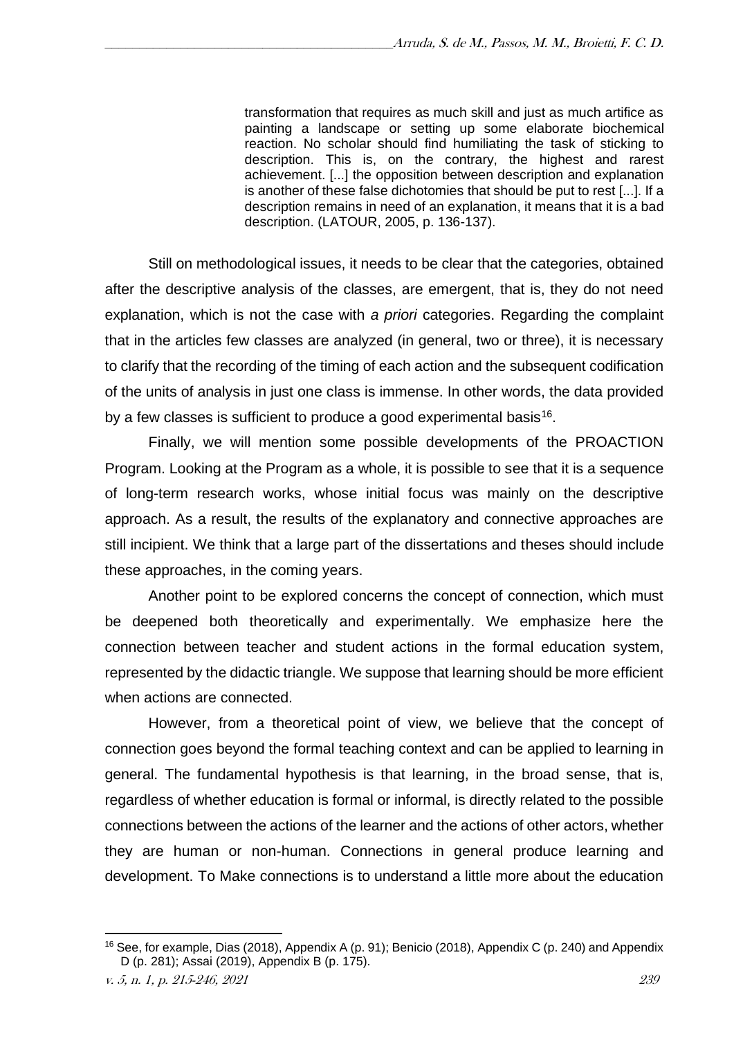> transformation that requires as much skill and just as much artifice as painting a landscape or setting up some elaborate biochemical reaction. No scholar should find humiliating the task of sticking to description. This is, on the contrary, the highest and rarest achievement. [...] the opposition between description and explanation is another of these false dichotomies that should be put to rest [...]. If a description remains in need of an explanation, it means that it is a bad description. (LATOUR, 2005, p. 136-137).

Still on methodological issues, it needs to be clear that the categories, obtained after the descriptive analysis of the classes, are emergent, that is, they do not need explanation, which is not the case with *a priori* categories. Regarding the complaint that in the articles few classes are analyzed (in general, two or three), it is necessary to clarify that the recording of the timing of each action and the subsequent codification of the units of analysis in just one class is immense. In other words, the data provided by a few classes is sufficient to produce a good experimental basis[16].

Finally, we will mention some possible developments of the PROACTION Program. Looking at the Program as a whole, it is possible to see that it is a sequence of long-term research works, whose initial focus was mainly on the descriptive approach. As a result, the results of the explanatory and connective approaches are still incipient. We think that a large part of the dissertations and theses should include these approaches, in the coming years.

Another point to be explored concerns the concept of connection, which must be deepened both theoretically and experimentally. We emphasize here the connection between teacher and student actions in the formal education system, represented by the didactic triangle. We suppose that learning should be more efficient when actions are connected.

However, from a theoretical point of view, we believe that the concept of connection goes beyond the formal teaching context and can be applied to learning in general. The fundamental hypothesis is that learning, in the broad sense, that is, regardless of whether education is formal or informal, is directly related to the possible connections between the actions of the learner and the actions of other actors, whether they are human or non-human. Connections in general produce learning and development. To Make connections is to understand a little more about the education

[16] See, for example, Dias (2018), Appendix A (p. 91); Benicio (2018), Appendix C (p. 240) and Appendix D (p. 281); Assai (2019), Appendix B (p. 175).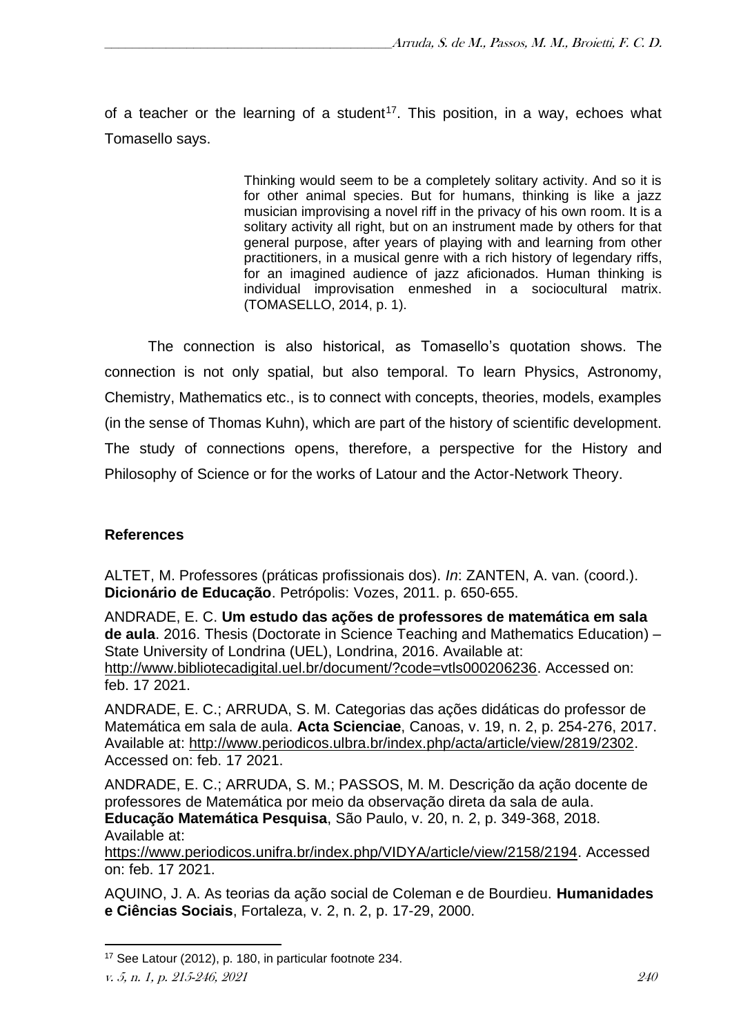of a teacher or the learning of a student[17]. This position, in a way, echoes what Tomasello says.

> Thinking would seem to be a completely solitary activity. And so it is for other animal species. But for humans, thinking is like a jazz musician improvising a novel riff in the privacy of his own room. It is a solitary activity all right, but on an instrument made by others for that general purpose, after years of playing with and learning from other practitioners, in a musical genre with a rich history of legendary riffs, for an imagined audience of jazz aficionados. Human thinking is individual improvisation enmeshed in a sociocultural matrix. (TOMASELLO, 2014, p. 1).

The connection is also historical, as Tomasello's quotation shows. The connection is not only spatial, but also temporal. To learn Physics, Astronomy, Chemistry, Mathematics etc., is to connect with concepts, theories, models, examples (in the sense of Thomas Kuhn), which are part of the history of scientific development. The study of connections opens, therefore, a perspective for the History and Philosophy of Science or for the works of Latour and the Actor-Network Theory.

## References

ALTET, M. Professores (práticas profissionais dos). *In*: ZANTEN, A. van. (coord.). **Dicionário de Educação**. Petrópolis: Vozes, 2011. p. 650-655.

ANDRADE, E. C. **Um estudo das ações de professores de matemática em sala de aula**. 2016. Thesis (Doctorate in Science Teaching and Mathematics Education) – State University of Londrina (UEL), Londrina, 2016. Available at: http://www.bibliotecadigital.uel.br/document/?code=vtls000206236. Accessed on: feb. 17 2021.

ANDRADE, E. C.; ARRUDA, S. M. Categorias das ações didáticas do professor de Matemática em sala de aula. **Acta Scienciae**, Canoas, v. 19, n. 2, p. 254-276, 2017. Available at: http://www.periodicos.ulbra.br/index.php/acta/article/view/2819/2302. Accessed on: feb. 17 2021.

ANDRADE, E. C.; ARRUDA, S. M.; PASSOS, M. M. Descrição da ação docente de professores de Matemática por meio da observação direta da sala de aula. **Educação Matemática Pesquisa**, São Paulo, v. 20, n. 2, p. 349-368, 2018. Available at: https://www.periodicos.unifra.br/index.php/VIDYA/article/view/2158/2194. Accessed on: feb. 17 2021.

AQUINO, J. A. As teorias da ação social de Coleman e de Bourdieu. **Humanidades e Ciências Sociais**, Fortaleza, v. 2, n. 2, p. 17-29, 2000.

[17] See Latour (2012), p. 180, in particular footnote 234.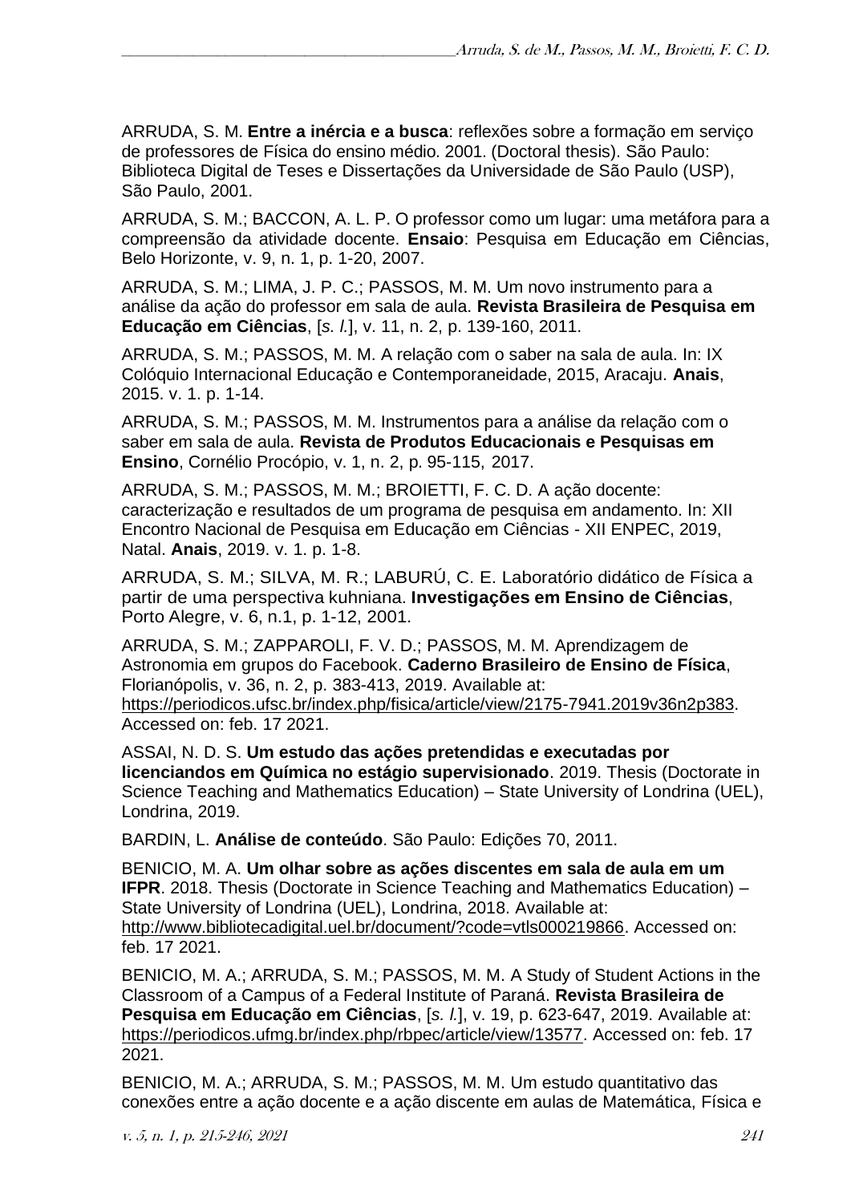ARRUDA, S. M. **Entre a inércia e a busca**: reflexões sobre a formação em serviço de professores de Física do ensino médio. 2001. (Doctoral thesis). São Paulo: Biblioteca Digital de Teses e Dissertações da Universidade de São Paulo (USP), São Paulo, 2001.

ARRUDA, S. M.; BACCON, A. L. P. O professor como um lugar: uma metáfora para a compreensão da atividade docente. **Ensaio**: Pesquisa em Educação em Ciências, Belo Horizonte, v. 9, n. 1, p. 1-20, 2007.

ARRUDA, S. M.; LIMA, J. P. C.; PASSOS, M. M. Um novo instrumento para a análise da ação do professor em sala de aula. **Revista Brasileira de Pesquisa em Educação em Ciências**, [*s. l.*], v. 11, n. 2, p. 139-160, 2011.

ARRUDA, S. M.; PASSOS, M. M. A relação com o saber na sala de aula. In: IX Colóquio Internacional Educação e Contemporaneidade, 2015, Aracaju. **Anais**, 2015. v. 1. p. 1-14.

ARRUDA, S. M.; PASSOS, M. M. Instrumentos para a análise da relação com o saber em sala de aula. **Revista de Produtos Educacionais e Pesquisas em Ensino**, Cornélio Procópio, v. 1, n. 2, p. 95-115, 2017.

ARRUDA, S. M.; PASSOS, M. M.; BROIETTI, F. C. D. A ação docente: caracterização e resultados de um programa de pesquisa em andamento. In: XII Encontro Nacional de Pesquisa em Educação em Ciências - XII ENPEC, 2019, Natal. **Anais**, 2019. v. 1. p. 1-8.

ARRUDA, S. M.; SILVA, M. R.; LABURÚ, C. E. Laboratório didático de Física a partir de uma perspectiva kuhniana. **Investigações em Ensino de Ciências**, Porto Alegre, v. 6, n.1, p. 1-12, 2001.

ARRUDA, S. M.; ZAPPAROLI, F. V. D.; PASSOS, M. M. Aprendizagem de Astronomia em grupos do Facebook. **Caderno Brasileiro de Ensino de Física**, Florianópolis, v. 36, n. 2, p. 383-413, 2019. Available at: https://periodicos.ufsc.br/index.php/fisica/article/view/2175-7941.2019v36n2p383. Accessed on: feb. 17 2021.

ASSAI, N. D. S. **Um estudo das ações pretendidas e executadas por licenciandos em Química no estágio supervisionado**. 2019. Thesis (Doctorate in Science Teaching and Mathematics Education) – State University of Londrina (UEL), Londrina, 2019.

BARDIN, L. **Análise de conteúdo**. São Paulo: Edições 70, 2011.

BENICIO, M. A. **Um olhar sobre as ações discentes em sala de aula em um IFPR**. 2018. Thesis (Doctorate in Science Teaching and Mathematics Education) – State University of Londrina (UEL), Londrina, 2018. Available at: http://www.bibliotecadigital.uel.br/document/?code=vtls000219866. Accessed on: feb. 17 2021.

BENICIO, M. A.; ARRUDA, S. M.; PASSOS, M. M. A Study of Student Actions in the Classroom of a Campus of a Federal Institute of Paraná. **Revista Brasileira de Pesquisa em Educação em Ciências**, [*s. l.*], v. 19, p. 623-647, 2019. Available at: https://periodicos.ufmg.br/index.php/rbpec/article/view/13577. Accessed on: feb. 17 2021.

BENICIO, M. A.; ARRUDA, S. M.; PASSOS, M. M. Um estudo quantitativo das conexões entre a ação docente e a ação discente em aulas de Matemática, Física e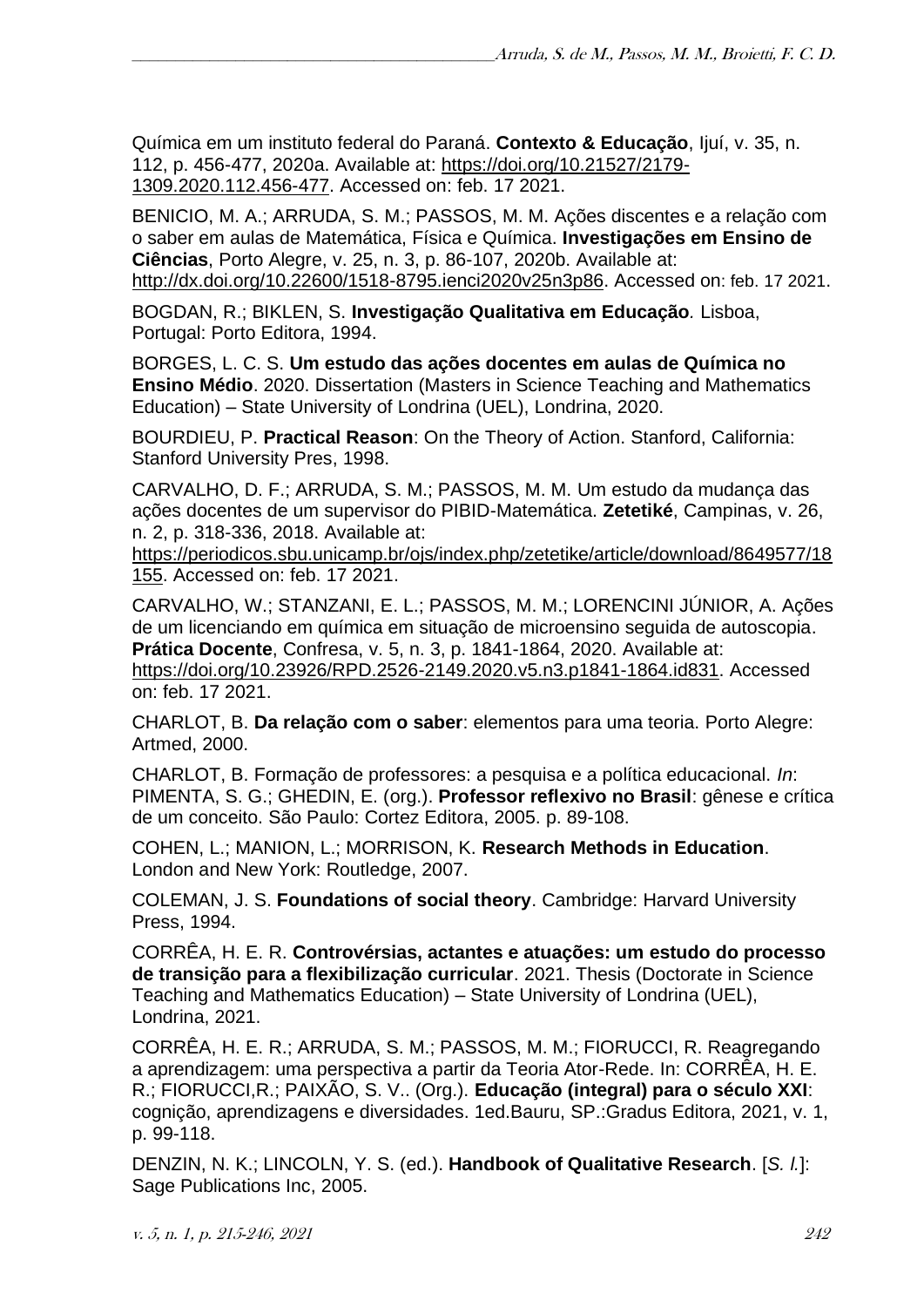Química em um instituto federal do Paraná. **Contexto & Educação**, Ijuí, v. 35, n. 112, p. 456-477, 2020a. Available at: https://doi.org/10.21527/2179-1309.2020.112.456-477. Accessed on: feb. 17 2021.

BENICIO, M. A.; ARRUDA, S. M.; PASSOS, M. M. Ações discentes e a relação com o saber em aulas de Matemática, Física e Química. **Investigações em Ensino de Ciências**, Porto Alegre, v. 25, n. 3, p. 86-107, 2020b. Available at: http://dx.doi.org/10.22600/1518-8795.ienci2020v25n3p86. Accessed on: feb. 17 2021.

BOGDAN, R.; BIKLEN, S. **Investigação Qualitativa em Educação**. Lisboa, Portugal: Porto Editora, 1994.

BORGES, L. C. S. **Um estudo das ações docentes em aulas de Química no Ensino Médio**. 2020. Dissertation (Masters in Science Teaching and Mathematics Education) – State University of Londrina (UEL), Londrina, 2020.

BOURDIEU, P. **Practical Reason**: On the Theory of Action. Stanford, California: Stanford University Pres, 1998.

CARVALHO, D. F.; ARRUDA, S. M.; PASSOS, M. M. Um estudo da mudança das ações docentes de um supervisor do PIBID-Matemática. **Zetetiké**, Campinas, v. 26, n. 2, p. 318-336, 2018. Available at: https://periodicos.sbu.unicamp.br/ojs/index.php/zetetike/article/download/8649577/18155. Accessed on: feb. 17 2021.

CARVALHO, W.; STANZANI, E. L.; PASSOS, M. M.; LORENCINI JÚNIOR, A. Ações de um licenciando em química em situação de microensino seguida de autoscopia. **Prática Docente**, Confresa, v. 5, n. 3, p. 1841-1864, 2020. Available at: https://doi.org/10.23926/RPD.2526-2149.2020.v5.n3.p1841-1864.id831. Accessed on: feb. 17 2021.

CHARLOT, B. **Da relação com o saber**: elementos para uma teoria. Porto Alegre: Artmed, 2000.

CHARLOT, B. Formação de professores: a pesquisa e a política educacional. *In*: PIMENTA, S. G.; GHEDIN, E. (org.). **Professor reflexivo no Brasil**: gênese e crítica de um conceito. São Paulo: Cortez Editora, 2005. p. 89-108.

COHEN, L.; MANION, L.; MORRISON, K. **Research Methods in Education**. London and New York: Routledge, 2007.

COLEMAN, J. S. **Foundations of social theory**. Cambridge: Harvard University Press, 1994.

CORRÊA, H. E. R. **Controvérsias, actantes e atuações: um estudo do processo de transição para a flexibilização curricular**. 2021. Thesis (Doctorate in Science Teaching and Mathematics Education) – State University of Londrina (UEL), Londrina, 2021.

CORRÊA, H. E. R.; ARRUDA, S. M.; PASSOS, M. M.; FIORUCCI, R. Reagregando a aprendizagem: uma perspectiva a partir da Teoria Ator-Rede. In: CORRÊA, H. E. R.; FIORUCCI,R.; PAIXÃO, S. V.. (Org.). **Educação (integral) para o século XXI**: cognição, aprendizagens e diversidades. 1ed.Bauru, SP.:Gradus Editora, 2021, v. 1, p. 99-118.

DENZIN, N. K.; LINCOLN, Y. S. (ed.). **Handbook of Qualitative Research**. [*S. l.*]: Sage Publications Inc, 2005.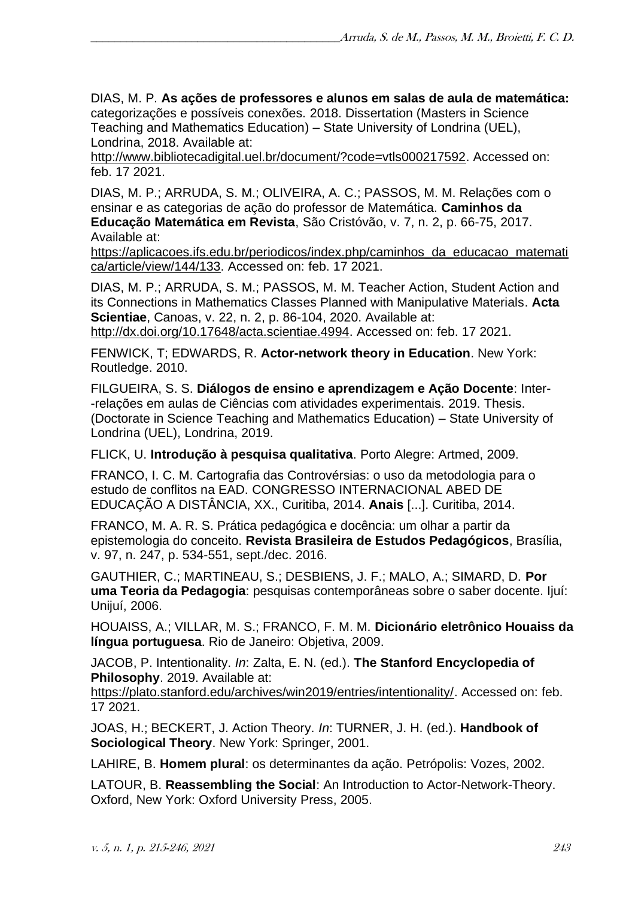DIAS, M. P. **As ações de professores e alunos em salas de aula de matemática:** categorizações e possíveis conexões. 2018. Dissertation (Masters in Science Teaching and Mathematics Education) – State University of Londrina (UEL), Londrina, 2018. Available at: http://www.bibliotecadigital.uel.br/document/?code=vtls000217592. Accessed on: feb. 17 2021.

DIAS, M. P.; ARRUDA, S. M.; OLIVEIRA, A. C.; PASSOS, M. M. Relações com o ensinar e as categorias de ação do professor de Matemática. **Caminhos da Educação Matemática em Revista**, São Cristóvão, v. 7, n. 2, p. 66-75, 2017. Available at: https://aplicacoes.ifs.edu.br/periodicos/index.php/caminhos_da_educacao_matematica/article/view/144/133. Accessed on: feb. 17 2021.

DIAS, M. P.; ARRUDA, S. M.; PASSOS, M. M. Teacher Action, Student Action and its Connections in Mathematics Classes Planned with Manipulative Materials. **Acta Scientiae**, Canoas, v. 22, n. 2, p. 86-104, 2020. Available at: http://dx.doi.org/10.17648/acta.scientiae.4994. Accessed on: feb. 17 2021.

FENWICK, T; EDWARDS, R. **Actor-network theory in Education**. New York: Routledge. 2010.

FILGUEIRA, S. S. **Diálogos de ensino e aprendizagem e Ação Docente**: Inter--relações em aulas de Ciências com atividades experimentais. 2019. Thesis. (Doctorate in Science Teaching and Mathematics Education) – State University of Londrina (UEL), Londrina, 2019.

FLICK, U. **Introdução à pesquisa qualitativa**. Porto Alegre: Artmed, 2009.

FRANCO, I. C. M. Cartografia das Controvérsias: o uso da metodologia para o estudo de conflitos na EAD. CONGRESSO INTERNACIONAL ABED DE EDUCAÇÃO A DISTÂNCIA, XX., Curitiba, 2014. **Anais** [...]. Curitiba, 2014.

FRANCO, M. A. R. S. Prática pedagógica e docência: um olhar a partir da epistemologia do conceito. **Revista Brasileira de Estudos Pedagógicos**, Brasília, v. 97, n. 247, p. 534-551, sept./dec. 2016.

GAUTHIER, C.; MARTINEAU, S.; DESBIENS, J. F.; MALO, A.; SIMARD, D. **Por uma Teoria da Pedagogia**: pesquisas contemporâneas sobre o saber docente. Ijuí: Unijuí, 2006.

HOUAISS, A.; VILLAR, M. S.; FRANCO, F. M. M. **Dicionário eletrônico Houaiss da língua portuguesa**. Rio de Janeiro: Objetiva, 2009.

JACOB, P. Intentionality. *In*: Zalta, E. N. (ed.). **The Stanford Encyclopedia of Philosophy**. 2019. Available at: https://plato.stanford.edu/archives/win2019/entries/intentionality/. Accessed on: feb. 17 2021.

JOAS, H.; BECKERT, J. Action Theory. *In*: TURNER, J. H. (ed.). **Handbook of Sociological Theory**. New York: Springer, 2001.

LAHIRE, B. **Homem plural**: os determinantes da ação. Petrópolis: Vozes, 2002.

LATOUR, B. **Reassembling the Social**: An Introduction to Actor-Network-Theory. Oxford, New York: Oxford University Press, 2005.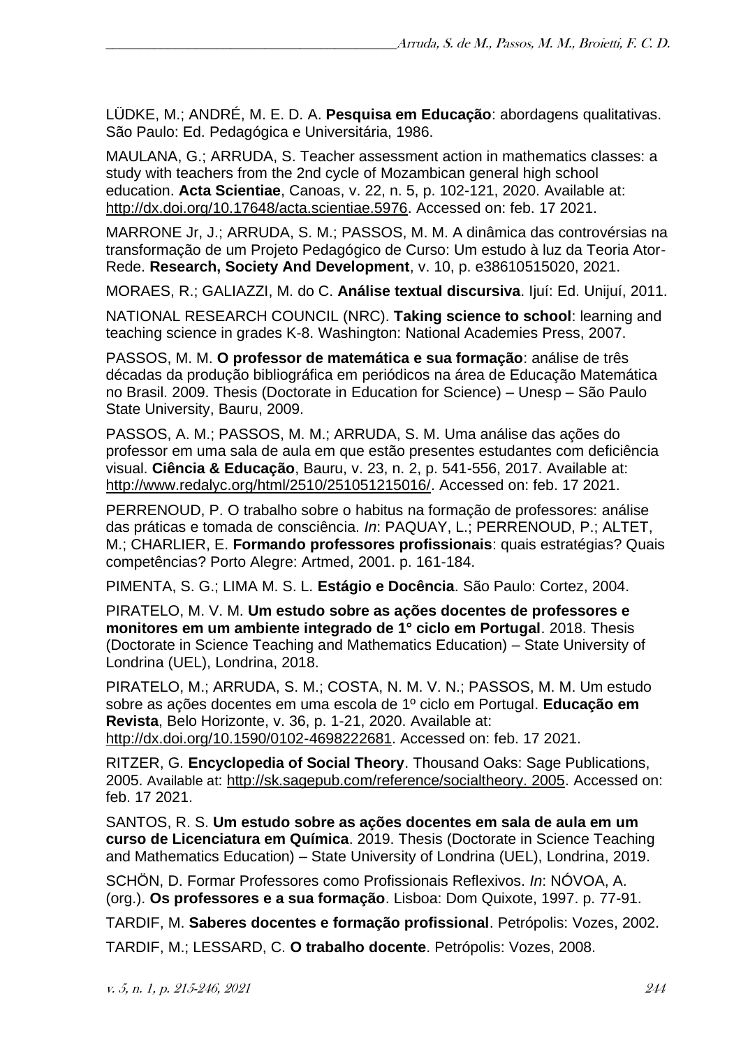LÜDKE, M.; ANDRÉ, M. E. D. A. **Pesquisa em Educação**: abordagens qualitativas. São Paulo: Ed. Pedagógica e Universitária, 1986.

MAULANA, G.; ARRUDA, S. Teacher assessment action in mathematics classes: a study with teachers from the 2nd cycle of Mozambican general high school education. **Acta Scientiae**, Canoas, v. 22, n. 5, p. 102-121, 2020. Available at: http://dx.doi.org/10.17648/acta.scientiae.5976. Accessed on: feb. 17 2021.

MARRONE Jr, J.; ARRUDA, S. M.; PASSOS, M. M. A dinâmica das controvérsias na transformação de um Projeto Pedagógico de Curso: Um estudo à luz da Teoria Ator-Rede. **Research, Society And Development**, v. 10, p. e38610515020, 2021.

MORAES, R.; GALIAZZI, M. do C. **Análise textual discursiva**. Ijuí: Ed. Unijuí, 2011.

NATIONAL RESEARCH COUNCIL (NRC). **Taking science to school**: learning and teaching science in grades K-8. Washington: National Academies Press, 2007.

PASSOS, M. M. **O professor de matemática e sua formação**: análise de três décadas da produção bibliográfica em periódicos na área de Educação Matemática no Brasil. 2009. Thesis (Doctorate in Education for Science) – Unesp – São Paulo State University, Bauru, 2009.

PASSOS, A. M.; PASSOS, M. M.; ARRUDA, S. M. Uma análise das ações do professor em uma sala de aula em que estão presentes estudantes com deficiência visual. **Ciência & Educação**, Bauru, v. 23, n. 2, p. 541-556, 2017. Available at: http://www.redalyc.org/html/2510/251051215016/. Accessed on: feb. 17 2021.

PERRENOUD, P. O trabalho sobre o habitus na formação de professores: análise das práticas e tomada de consciência. *In*: PAQUAY, L.; PERRENOUD, P.; ALTET, M.; CHARLIER, E. **Formando professores profissionais**: quais estratégias? Quais competências? Porto Alegre: Artmed, 2001. p. 161-184.

PIMENTA, S. G.; LIMA M. S. L. **Estágio e Docência**. São Paulo: Cortez, 2004.

PIRATELO, M. V. M. **Um estudo sobre as ações docentes de professores e monitores em um ambiente integrado de 1° ciclo em Portugal**. 2018. Thesis (Doctorate in Science Teaching and Mathematics Education) – State University of Londrina (UEL), Londrina, 2018.

PIRATELO, M.; ARRUDA, S. M.; COSTA, N. M. V. N.; PASSOS, M. M. Um estudo sobre as ações docentes em uma escola de 1º ciclo em Portugal. **Educação em Revista**, Belo Horizonte, v. 36, p. 1-21, 2020. Available at: http://dx.doi.org/10.1590/0102-4698222681. Accessed on: feb. 17 2021.

RITZER, G. **Encyclopedia of Social Theory**. Thousand Oaks: Sage Publications, 2005. Available at: http://sk.sagepub.com/reference/socialtheory. 2005. Accessed on: feb. 17 2021.

SANTOS, R. S. **Um estudo sobre as ações docentes em sala de aula em um curso de Licenciatura em Química**. 2019. Thesis (Doctorate in Science Teaching and Mathematics Education) – State University of Londrina (UEL), Londrina, 2019.

SCHÖN, D. Formar Professores como Profissionais Reflexivos. *In*: NÓVOA, A. (org.). **Os professores e a sua formação**. Lisboa: Dom Quixote, 1997. p. 77-91.

TARDIF, M. **Saberes docentes e formação profissional**. Petrópolis: Vozes, 2002.

TARDIF, M.; LESSARD, C. **O trabalho docente**. Petrópolis: Vozes, 2008.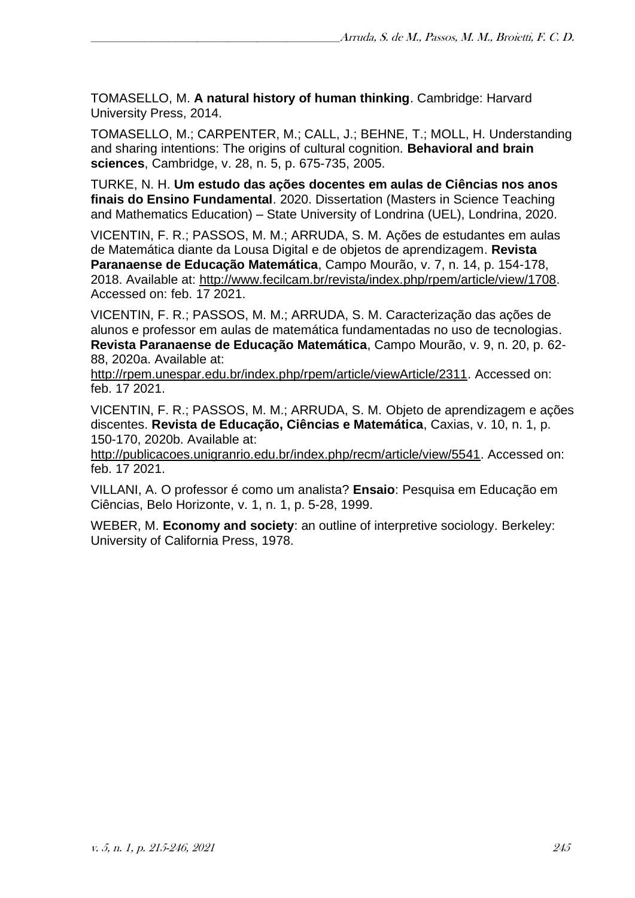TOMASELLO, M. **A natural history of human thinking**. Cambridge: Harvard University Press, 2014.

TOMASELLO, M.; CARPENTER, M.; CALL, J.; BEHNE, T.; MOLL, H. Understanding and sharing intentions: The origins of cultural cognition. **Behavioral and brain sciences**, Cambridge, v. 28, n. 5, p. 675-735, 2005.

TURKE, N. H. **Um estudo das ações docentes em aulas de Ciências nos anos finais do Ensino Fundamental**. 2020. Dissertation (Masters in Science Teaching and Mathematics Education) – State University of Londrina (UEL), Londrina, 2020.

VICENTIN, F. R.; PASSOS, M. M.; ARRUDA, S. M. Ações de estudantes em aulas de Matemática diante da Lousa Digital e de objetos de aprendizagem. **Revista Paranaense de Educação Matemática**, Campo Mourão, v. 7, n. 14, p. 154-178, 2018. Available at: http://www.fecilcam.br/revista/index.php/rpem/article/view/1708. Accessed on: feb. 17 2021.

VICENTIN, F. R.; PASSOS, M. M.; ARRUDA, S. M. Caracterização das ações de alunos e professor em aulas de matemática fundamentadas no uso de tecnologias. **Revista Paranaense de Educação Matemática**, Campo Mourão, v. 9, n. 20, p. 62-88, 2020a. Available at: http://rpem.unespar.edu.br/index.php/rpem/article/viewArticle/2311. Accessed on: feb. 17 2021.

VICENTIN, F. R.; PASSOS, M. M.; ARRUDA, S. M. Objeto de aprendizagem e ações discentes. **Revista de Educação, Ciências e Matemática**, Caxias, v. 10, n. 1, p. 150-170, 2020b. Available at: http://publicacoes.unigranrio.edu.br/index.php/recm/article/view/5541. Accessed on: feb. 17 2021.

VILLANI, A. O professor é como um analista? **Ensaio**: Pesquisa em Educação em Ciências, Belo Horizonte, v. 1, n. 1, p. 5-28, 1999.

WEBER, M. **Economy and society**: an outline of interpretive sociology. Berkeley: University of California Press, 1978.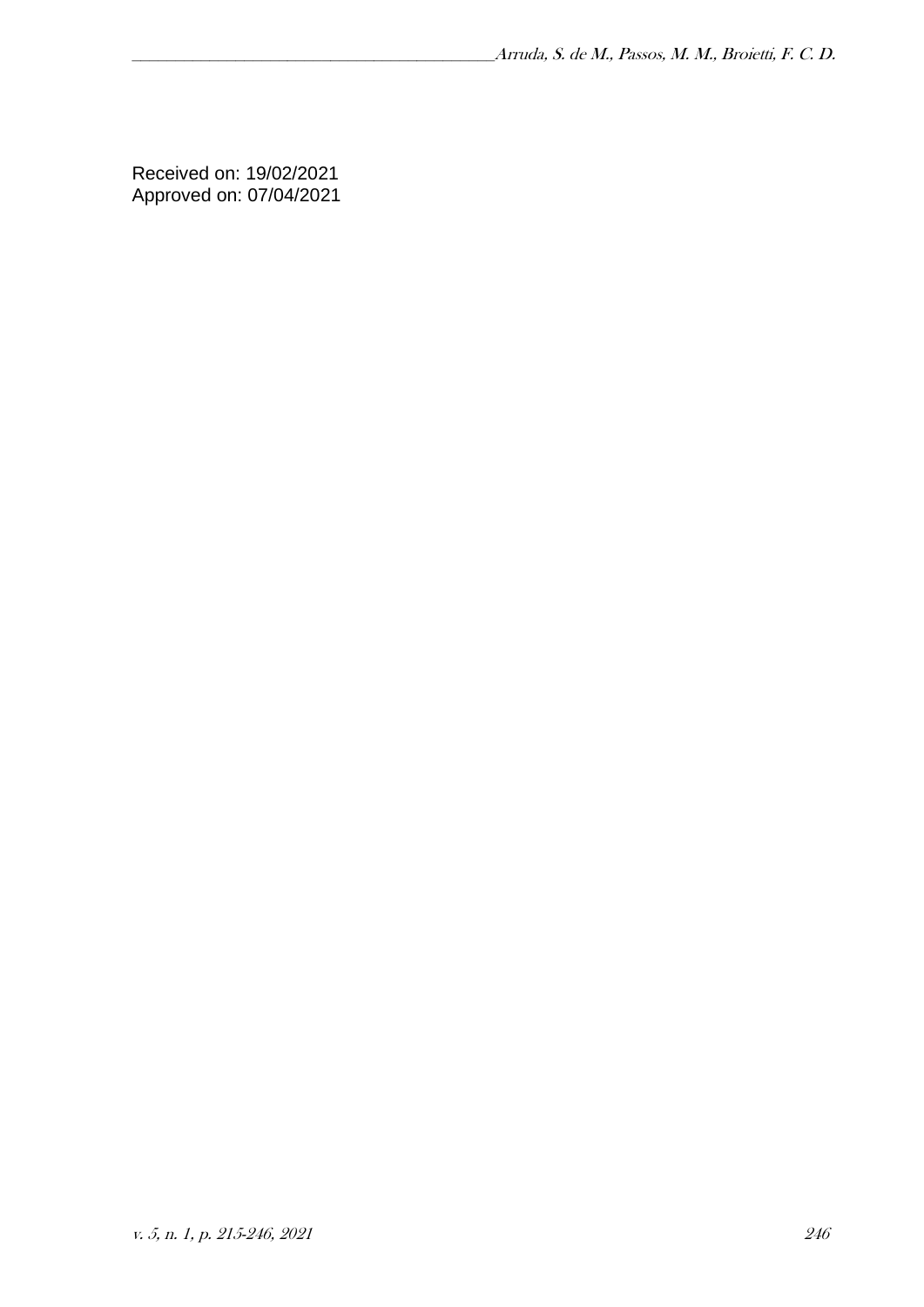Received on: 19/02/2021
Approved on: 07/04/2021